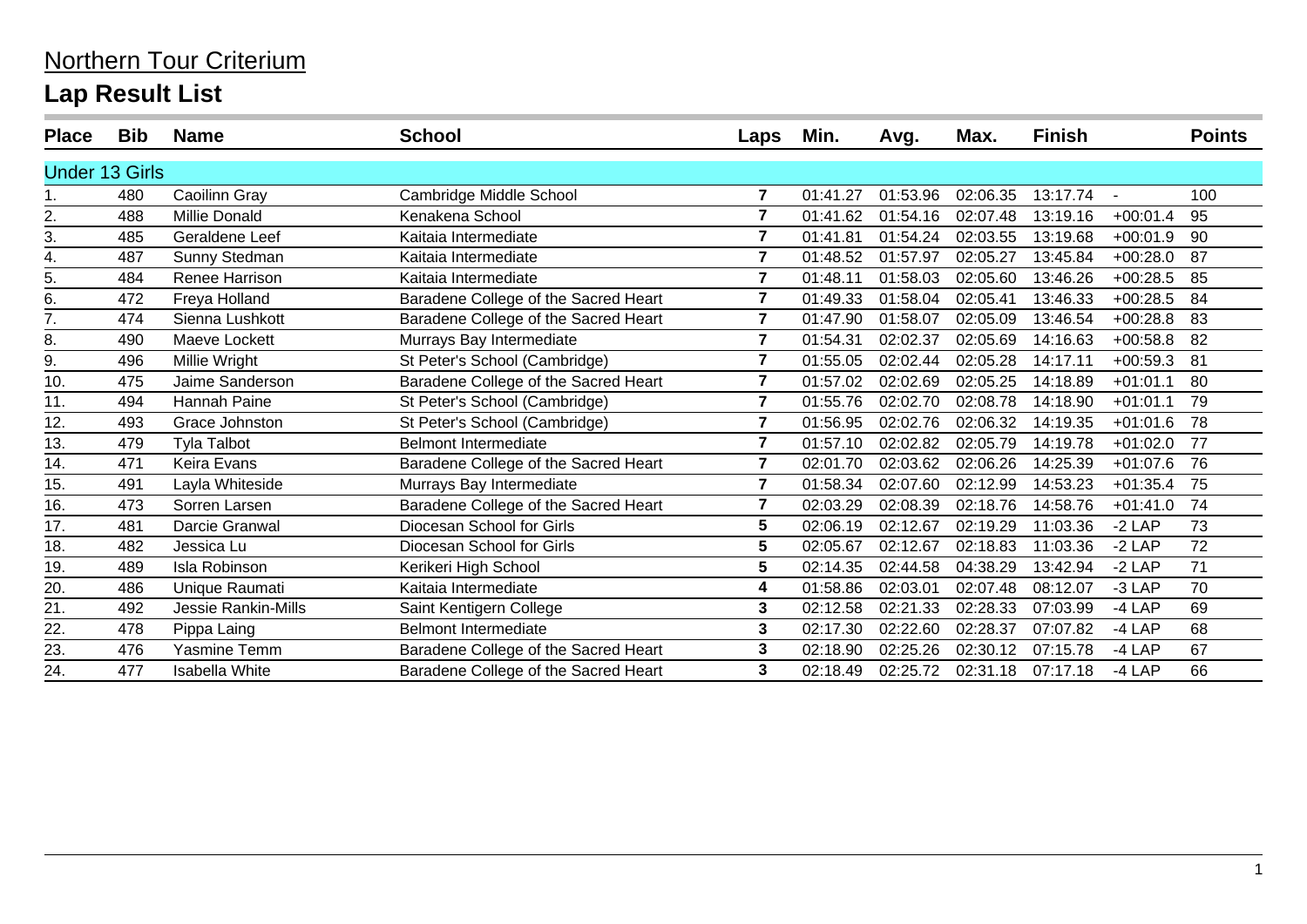# Northern Tour Criterium

## Lap Result List

| Place | Bib | Name | School | Laps | Min. | Avg. | Max. | Finish | | Points |
|---|---|---|---|---|---|---|---|---|---|---|
| **Under 13 Girls** | | | | | | | | | | |
| 1. | 480 | Caoilinn Gray | Cambridge Middle School | 7 | 01:41.27 | 01:53.96 | 02:06.35 | 13:17.74 | - | 100 |
| 2. | 488 | Millie Donald | Kenakena School | 7 | 01:41.62 | 01:54.16 | 02:07.48 | 13:19.16 | +00:01.4 | 95 |
| 3. | 485 | Geraldene Leef | Kaitaia Intermediate | 7 | 01:41.81 | 01:54.24 | 02:03.55 | 13:19.68 | +00:01.9 | 90 |
| 4. | 487 | Sunny Stedman | Kaitaia Intermediate | 7 | 01:48.52 | 01:57.97 | 02:05.27 | 13:45.84 | +00:28.0 | 87 |
| 5. | 484 | Renee Harrison | Kaitaia Intermediate | 7 | 01:48.11 | 01:58.03 | 02:05.60 | 13:46.26 | +00:28.5 | 85 |
| 6. | 472 | Freya Holland | Baradene College of the Sacred Heart | 7 | 01:49.33 | 01:58.04 | 02:05.41 | 13:46.33 | +00:28.5 | 84 |
| 7. | 474 | Sienna Lushkott | Baradene College of the Sacred Heart | 7 | 01:47.90 | 01:58.07 | 02:05.09 | 13:46.54 | +00:28.8 | 83 |
| 8. | 490 | Maeve Lockett | Murrays Bay Intermediate | 7 | 01:54.31 | 02:02.37 | 02:05.69 | 14:16.63 | +00:58.8 | 82 |
| 9. | 496 | Millie Wright | St Peter's School (Cambridge) | 7 | 01:55.05 | 02:02.44 | 02:05.28 | 14:17.11 | +00:59.3 | 81 |
| 10. | 475 | Jaime Sanderson | Baradene College of the Sacred Heart | 7 | 01:57.02 | 02:02.69 | 02:05.25 | 14:18.89 | +01:01.1 | 80 |
| 11. | 494 | Hannah Paine | St Peter's School (Cambridge) | 7 | 01:55.76 | 02:02.70 | 02:08.78 | 14:18.90 | +01:01.1 | 79 |
| 12. | 493 | Grace Johnston | St Peter's School (Cambridge) | 7 | 01:56.95 | 02:02.76 | 02:06.32 | 14:19.35 | +01:01.6 | 78 |
| 13. | 479 | Tyla Talbot | Belmont Intermediate | 7 | 01:57.10 | 02:02.82 | 02:05.79 | 14:19.78 | +01:02.0 | 77 |
| 14. | 471 | Keira Evans | Baradene College of the Sacred Heart | 7 | 02:01.70 | 02:03.62 | 02:06.26 | 14:25.39 | +01:07.6 | 76 |
| 15. | 491 | Layla Whiteside | Murrays Bay Intermediate | 7 | 01:58.34 | 02:07.60 | 02:12.99 | 14:53.23 | +01:35.4 | 75 |
| 16. | 473 | Sorren Larsen | Baradene College of the Sacred Heart | 7 | 02:03.29 | 02:08.39 | 02:18.76 | 14:58.76 | +01:41.0 | 74 |
| 17. | 481 | Darcie Granwal | Diocesan School for Girls | 5 | 02:06.19 | 02:12.67 | 02:19.29 | 11:03.36 | -2 LAP | 73 |
| 18. | 482 | Jessica Lu | Diocesan School for Girls | 5 | 02:05.67 | 02:12.67 | 02:18.83 | 11:03.36 | -2 LAP | 72 |
| 19. | 489 | Isla Robinson | Kerikeri High School | 5 | 02:14.35 | 02:44.58 | 04:38.29 | 13:42.94 | -2 LAP | 71 |
| 20. | 486 | Unique Raumati | Kaitaia Intermediate | 4 | 01:58.86 | 02:03.01 | 02:07.48 | 08:12.07 | -3 LAP | 70 |
| 21. | 492 | Jessie Rankin-Mills | Saint Kentigern College | 3 | 02:12.58 | 02:21.33 | 02:28.33 | 07:03.99 | -4 LAP | 69 |
| 22. | 478 | Pippa Laing | Belmont Intermediate | 3 | 02:17.30 | 02:22.60 | 02:28.37 | 07:07.82 | -4 LAP | 68 |
| 23. | 476 | Yasmine Temm | Baradene College of the Sacred Heart | 3 | 02:18.90 | 02:25.26 | 02:30.12 | 07:15.78 | -4 LAP | 67 |
| 24. | 477 | Isabella White | Baradene College of the Sacred Heart | 3 | 02:18.49 | 02:25.72 | 02:31.18 | 07:17.18 | -4 LAP | 66 |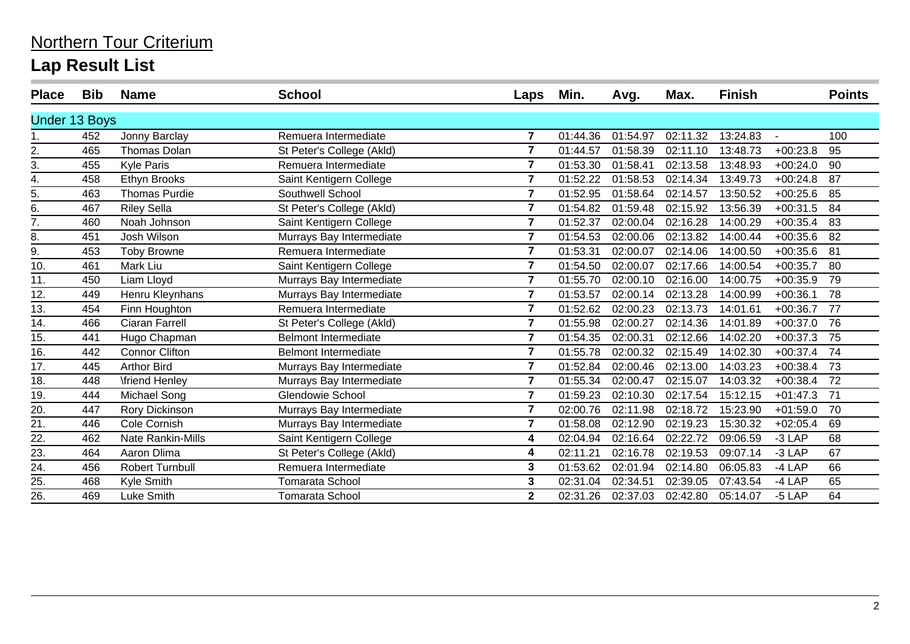# Northern Tour Criterium

## Lap Result List

| Place | Bib | Name | School | Laps | Min. | Avg. | Max. | Finish | | Points |
|---|---|---|---|---|---|---|---|---|---|---|
| **Under 13 Boys** | | | | | | | | | | |
| 1. | 452 | Jonny Barclay | Remuera Intermediate | 7 | 01:44.36 | 01:54.97 | 02:11.32 | 13:24.83 | - | 100 |
| 2. | 465 | Thomas Dolan | St Peter's College (Akld) | 7 | 01:44.57 | 01:58.39 | 02:11.10 | 13:48.73 | +00:23.8 | 95 |
| 3. | 455 | Kyle Paris | Remuera Intermediate | 7 | 01:53.30 | 01:58.41 | 02:13.58 | 13:48.93 | +00:24.0 | 90 |
| 4. | 458 | Ethyn Brooks | Saint Kentigern College | 7 | 01:52.22 | 01:58.53 | 02:14.34 | 13:49.73 | +00:24.8 | 87 |
| 5. | 463 | Thomas Purdie | Southwell School | 7 | 01:52.95 | 01:58.64 | 02:14.57 | 13:50.52 | +00:25.6 | 85 |
| 6. | 467 | Riley Sella | St Peter's College (Akld) | 7 | 01:54.82 | 01:59.48 | 02:15.92 | 13:56.39 | +00:31.5 | 84 |
| 7. | 460 | Noah Johnson | Saint Kentigern College | 7 | 01:52.37 | 02:00.04 | 02:16.28 | 14:00.29 | +00:35.4 | 83 |
| 8. | 451 | Josh Wilson | Murrays Bay Intermediate | 7 | 01:54.53 | 02:00.06 | 02:13.82 | 14:00.44 | +00:35.6 | 82 |
| 9. | 453 | Toby Browne | Remuera Intermediate | 7 | 01:53.31 | 02:00.07 | 02:14.06 | 14:00.50 | +00:35.6 | 81 |
| 10. | 461 | Mark Liu | Saint Kentigern College | 7 | 01:54.50 | 02:00.07 | 02:17.66 | 14:00.54 | +00:35.7 | 80 |
| 11. | 450 | Liam Lloyd | Murrays Bay Intermediate | 7 | 01:55.70 | 02:00.10 | 02:16.00 | 14:00.75 | +00:35.9 | 79 |
| 12. | 449 | Henru Kleynhans | Murrays Bay Intermediate | 7 | 01:53.57 | 02:00.14 | 02:13.28 | 14:00.99 | +00:36.1 | 78 |
| 13. | 454 | Finn Houghton | Remuera Intermediate | 7 | 01:52.62 | 02:00.23 | 02:13.73 | 14:01.61 | +00:36.7 | 77 |
| 14. | 466 | Ciaran Farrell | St Peter's College (Akld) | 7 | 01:55.98 | 02:00.27 | 02:14.36 | 14:01.89 | +00:37.0 | 76 |
| 15. | 441 | Hugo Chapman | Belmont Intermediate | 7 | 01:54.35 | 02:00.31 | 02:12.66 | 14:02.20 | +00:37.3 | 75 |
| 16. | 442 | Connor Clifton | Belmont Intermediate | 7 | 01:55.78 | 02:00.32 | 02:15.49 | 14:02.30 | +00:37.4 | 74 |
| 17. | 445 | Arthor Bird | Murrays Bay Intermediate | 7 | 01:52.84 | 02:00.46 | 02:13.00 | 14:03.23 | +00:38.4 | 73 |
| 18. | 448 | \friend Henley | Murrays Bay Intermediate | 7 | 01:55.34 | 02:00.47 | 02:15.07 | 14:03.32 | +00:38.4 | 72 |
| 19. | 444 | Michael Song | Glendowie School | 7 | 01:59.23 | 02:10.30 | 02:17.54 | 15:12.15 | +01:47.3 | 71 |
| 20. | 447 | Rory Dickinson | Murrays Bay Intermediate | 7 | 02:00.76 | 02:11.98 | 02:18.72 | 15:23.90 | +01:59.0 | 70 |
| 21. | 446 | Cole Cornish | Murrays Bay Intermediate | 7 | 01:58.08 | 02:12.90 | 02:19.23 | 15:30.32 | +02:05.4 | 69 |
| 22. | 462 | Nate Rankin-Mills | Saint Kentigern College | 4 | 02:04.94 | 02:16.64 | 02:22.72 | 09:06.59 | -3 LAP | 68 |
| 23. | 464 | Aaron Dlima | St Peter's College (Akld) | 4 | 02:11.21 | 02:16.78 | 02:19.53 | 09:07.14 | -3 LAP | 67 |
| 24. | 456 | Robert Turnbull | Remuera Intermediate | 3 | 01:53.62 | 02:01.94 | 02:14.80 | 06:05.83 | -4 LAP | 66 |
| 25. | 468 | Kyle Smith | Tomarata School | 3 | 02:31.04 | 02:34.51 | 02:39.05 | 07:43.54 | -4 LAP | 65 |
| 26. | 469 | Luke Smith | Tomarata School | 2 | 02:31.26 | 02:37.03 | 02:42.80 | 05:14.07 | -5 LAP | 64 |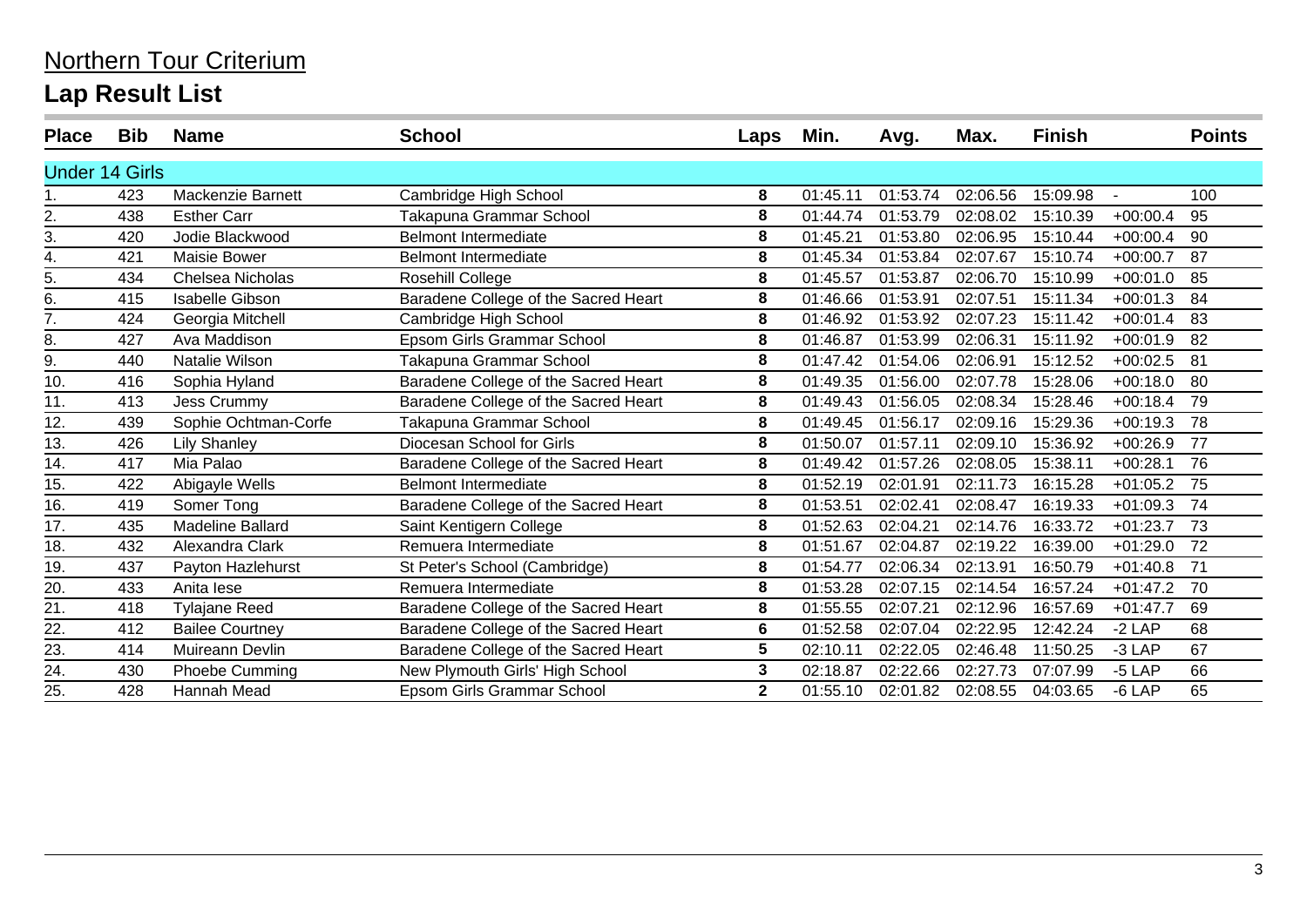# Northern Tour Criterium

## Lap Result List

| Place | Bib | Name | School | Laps | Min. | Avg. | Max. | Finish | | Points |
|---|---|---|---|---|---|---|---|---|---|---|
| **Under 14 Girls** | | | | | | | | | | |
| 1. | 423 | Mackenzie Barnett | Cambridge High School | **8** | 01:45.11 | 01:53.74 | 02:06.56 | 15:09.98 | - | 100 |
| 2. | 438 | Esther Carr | Takapuna Grammar School | **8** | 01:44.74 | 01:53.79 | 02:08.02 | 15:10.39 | +00:00.4 | 95 |
| 3. | 420 | Jodie Blackwood | Belmont Intermediate | **8** | 01:45.21 | 01:53.80 | 02:06.95 | 15:10.44 | +00:00.4 | 90 |
| 4. | 421 | Maisie Bower | Belmont Intermediate | **8** | 01:45.34 | 01:53.84 | 02:07.67 | 15:10.74 | +00:00.7 | 87 |
| 5. | 434 | Chelsea Nicholas | Rosehill College | **8** | 01:45.57 | 01:53.87 | 02:06.70 | 15:10.99 | +00:01.0 | 85 |
| 6. | 415 | Isabelle Gibson | Baradene College of the Sacred Heart | **8** | 01:46.66 | 01:53.91 | 02:07.51 | 15:11.34 | +00:01.3 | 84 |
| 7. | 424 | Georgia Mitchell | Cambridge High School | **8** | 01:46.92 | 01:53.92 | 02:07.23 | 15:11.42 | +00:01.4 | 83 |
| 8. | 427 | Ava Maddison | Epsom Girls Grammar School | **8** | 01:46.87 | 01:53.99 | 02:06.31 | 15:11.92 | +00:01.9 | 82 |
| 9. | 440 | Natalie Wilson | Takapuna Grammar School | **8** | 01:47.42 | 01:54.06 | 02:06.91 | 15:12.52 | +00:02.5 | 81 |
| 10. | 416 | Sophia Hyland | Baradene College of the Sacred Heart | **8** | 01:49.35 | 01:56.00 | 02:07.78 | 15:28.06 | +00:18.0 | 80 |
| 11. | 413 | Jess Crummy | Baradene College of the Sacred Heart | **8** | 01:49.43 | 01:56.05 | 02:08.34 | 15:28.46 | +00:18.4 | 79 |
| 12. | 439 | Sophie Ochtman-Corfe | Takapuna Grammar School | **8** | 01:49.45 | 01:56.17 | 02:09.16 | 15:29.36 | +00:19.3 | 78 |
| 13. | 426 | Lily Shanley | Diocesan School for Girls | **8** | 01:50.07 | 01:57.11 | 02:09.10 | 15:36.92 | +00:26.9 | 77 |
| 14. | 417 | Mia Palao | Baradene College of the Sacred Heart | **8** | 01:49.42 | 01:57.26 | 02:08.05 | 15:38.11 | +00:28.1 | 76 |
| 15. | 422 | Abigayle Wells | Belmont Intermediate | **8** | 01:52.19 | 02:01.91 | 02:11.73 | 16:15.28 | +01:05.2 | 75 |
| 16. | 419 | Somer Tong | Baradene College of the Sacred Heart | **8** | 01:53.51 | 02:02.41 | 02:08.47 | 16:19.33 | +01:09.3 | 74 |
| 17. | 435 | Madeline Ballard | Saint Kentigern College | **8** | 01:52.63 | 02:04.21 | 02:14.76 | 16:33.72 | +01:23.7 | 73 |
| 18. | 432 | Alexandra Clark | Remuera Intermediate | **8** | 01:51.67 | 02:04.87 | 02:19.22 | 16:39.00 | +01:29.0 | 72 |
| 19. | 437 | Payton Hazlehurst | St Peter's School (Cambridge) | **8** | 01:54.77 | 02:06.34 | 02:13.91 | 16:50.79 | +01:40.8 | 71 |
| 20. | 433 | Anita Iese | Remuera Intermediate | **8** | 01:53.28 | 02:07.15 | 02:14.54 | 16:57.24 | +01:47.2 | 70 |
| 21. | 418 | Tylajane Reed | Baradene College of the Sacred Heart | **8** | 01:55.55 | 02:07.21 | 02:12.96 | 16:57.69 | +01:47.7 | 69 |
| 22. | 412 | Bailee Courtney | Baradene College of the Sacred Heart | **6** | 01:52.58 | 02:07.04 | 02:22.95 | 12:42.24 | -2 LAP | 68 |
| 23. | 414 | Muireann Devlin | Baradene College of the Sacred Heart | **5** | 02:10.11 | 02:22.05 | 02:46.48 | 11:50.25 | -3 LAP | 67 |
| 24. | 430 | Phoebe Cumming | New Plymouth Girls' High School | **3** | 02:18.87 | 02:22.66 | 02:27.73 | 07:07.99 | -5 LAP | 66 |
| 25. | 428 | Hannah Mead | Epsom Girls Grammar School | **2** | 01:55.10 | 02:01.82 | 02:08.55 | 04:03.65 | -6 LAP | 65 |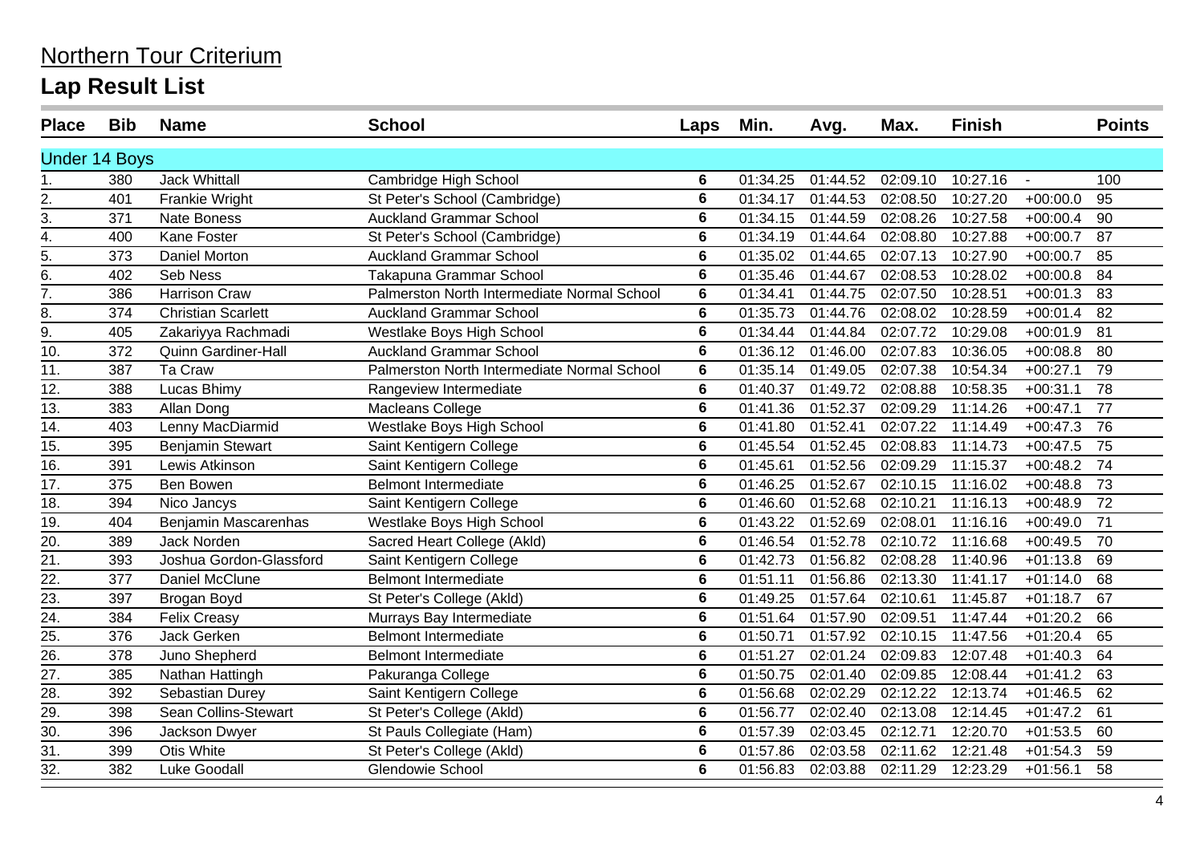Northern Tour Criterium

## Lap Result List

| Place | Bib | Name | School | Laps | Min. | Avg. | Max. | Finish | | Points |
|---|---|---|---|---|---|---|---|---|---|---|
| **Under 14 Boys** | | | | | | | | | | |
| 1. | 380 | Jack Whittall | Cambridge High School | 6 | 01:34.25 | 01:44.52 | 02:09.10 | 10:27.16 | - | 100 |
| 2. | 401 | Frankie Wright | St Peter's School (Cambridge) | 6 | 01:34.17 | 01:44.53 | 02:08.50 | 10:27.20 | +00:00.0 | 95 |
| 3. | 371 | Nate Boness | Auckland Grammar School | 6 | 01:34.15 | 01:44.59 | 02:08.26 | 10:27.58 | +00:00.4 | 90 |
| 4. | 400 | Kane Foster | St Peter's School (Cambridge) | 6 | 01:34.19 | 01:44.64 | 02:08.80 | 10:27.88 | +00:00.7 | 87 |
| 5. | 373 | Daniel Morton | Auckland Grammar School | 6 | 01:35.02 | 01:44.65 | 02:07.13 | 10:27.90 | +00:00.7 | 85 |
| 6. | 402 | Seb Ness | Takapuna Grammar School | 6 | 01:35.46 | 01:44.67 | 02:08.53 | 10:28.02 | +00:00.8 | 84 |
| 7. | 386 | Harrison Craw | Palmerston North Intermediate Normal School | 6 | 01:34.41 | 01:44.75 | 02:07.50 | 10:28.51 | +00:01.3 | 83 |
| 8. | 374 | Christian Scarlett | Auckland Grammar School | 6 | 01:35.73 | 01:44.76 | 02:08.02 | 10:28.59 | +00:01.4 | 82 |
| 9. | 405 | Zakariyya Rachmadi | Westlake Boys High School | 6 | 01:34.44 | 01:44.84 | 02:07.72 | 10:29.08 | +00:01.9 | 81 |
| 10. | 372 | Quinn Gardiner-Hall | Auckland Grammar School | 6 | 01:36.12 | 01:46.00 | 02:07.83 | 10:36.05 | +00:08.8 | 80 |
| 11. | 387 | Ta Craw | Palmerston North Intermediate Normal School | 6 | 01:35.14 | 01:49.05 | 02:07.38 | 10:54.34 | +00:27.1 | 79 |
| 12. | 388 | Lucas Bhimy | Rangeview Intermediate | 6 | 01:40.37 | 01:49.72 | 02:08.88 | 10:58.35 | +00:31.1 | 78 |
| 13. | 383 | Allan Dong | Macleans College | 6 | 01:41.36 | 01:52.37 | 02:09.29 | 11:14.26 | +00:47.1 | 77 |
| 14. | 403 | Lenny MacDiarmid | Westlake Boys High School | 6 | 01:41.80 | 01:52.41 | 02:07.22 | 11:14.49 | +00:47.3 | 76 |
| 15. | 395 | Benjamin Stewart | Saint Kentigern College | 6 | 01:45.54 | 01:52.45 | 02:08.83 | 11:14.73 | +00:47.5 | 75 |
| 16. | 391 | Lewis Atkinson | Saint Kentigern College | 6 | 01:45.61 | 01:52.56 | 02:09.29 | 11:15.37 | +00:48.2 | 74 |
| 17. | 375 | Ben Bowen | Belmont Intermediate | 6 | 01:46.25 | 01:52.67 | 02:10.15 | 11:16.02 | +00:48.8 | 73 |
| 18. | 394 | Nico Jancys | Saint Kentigern College | 6 | 01:46.60 | 01:52.68 | 02:10.21 | 11:16.13 | +00:48.9 | 72 |
| 19. | 404 | Benjamin Mascarenhas | Westlake Boys High School | 6 | 01:43.22 | 01:52.69 | 02:08.01 | 11:16.16 | +00:49.0 | 71 |
| 20. | 389 | Jack Norden | Sacred Heart College (Akld) | 6 | 01:46.54 | 01:52.78 | 02:10.72 | 11:16.68 | +00:49.5 | 70 |
| 21. | 393 | Joshua Gordon-Glassford | Saint Kentigern College | 6 | 01:42.73 | 01:56.82 | 02:08.28 | 11:40.96 | +01:13.8 | 69 |
| 22. | 377 | Daniel McClune | Belmont Intermediate | 6 | 01:51.11 | 01:56.86 | 02:13.30 | 11:41.17 | +01:14.0 | 68 |
| 23. | 397 | Brogan Boyd | St Peter's College (Akld) | 6 | 01:49.25 | 01:57.64 | 02:10.61 | 11:45.87 | +01:18.7 | 67 |
| 24. | 384 | Felix Creasy | Murrays Bay Intermediate | 6 | 01:51.64 | 01:57.90 | 02:09.51 | 11:47.44 | +01:20.2 | 66 |
| 25. | 376 | Jack Gerken | Belmont Intermediate | 6 | 01:50.71 | 01:57.92 | 02:10.15 | 11:47.56 | +01:20.4 | 65 |
| 26. | 378 | Juno Shepherd | Belmont Intermediate | 6 | 01:51.27 | 02:01.24 | 02:09.83 | 12:07.48 | +01:40.3 | 64 |
| 27. | 385 | Nathan Hattingh | Pakuranga College | 6 | 01:50.75 | 02:01.40 | 02:09.85 | 12:08.44 | +01:41.2 | 63 |
| 28. | 392 | Sebastian Durey | Saint Kentigern College | 6 | 01:56.68 | 02:02.29 | 02:12.22 | 12:13.74 | +01:46.5 | 62 |
| 29. | 398 | Sean Collins-Stewart | St Peter's College (Akld) | 6 | 01:56.77 | 02:02.40 | 02:13.08 | 12:14.45 | +01:47.2 | 61 |
| 30. | 396 | Jackson Dwyer | St Pauls Collegiate (Ham) | 6 | 01:57.39 | 02:03.45 | 02:12.71 | 12:20.70 | +01:53.5 | 60 |
| 31. | 399 | Otis White | St Peter's College (Akld) | 6 | 01:57.86 | 02:03.58 | 02:11.62 | 12:21.48 | +01:54.3 | 59 |
| 32. | 382 | Luke Goodall | Glendowie School | 6 | 01:56.83 | 02:03.88 | 02:11.29 | 12:23.29 | +01:56.1 | 58 |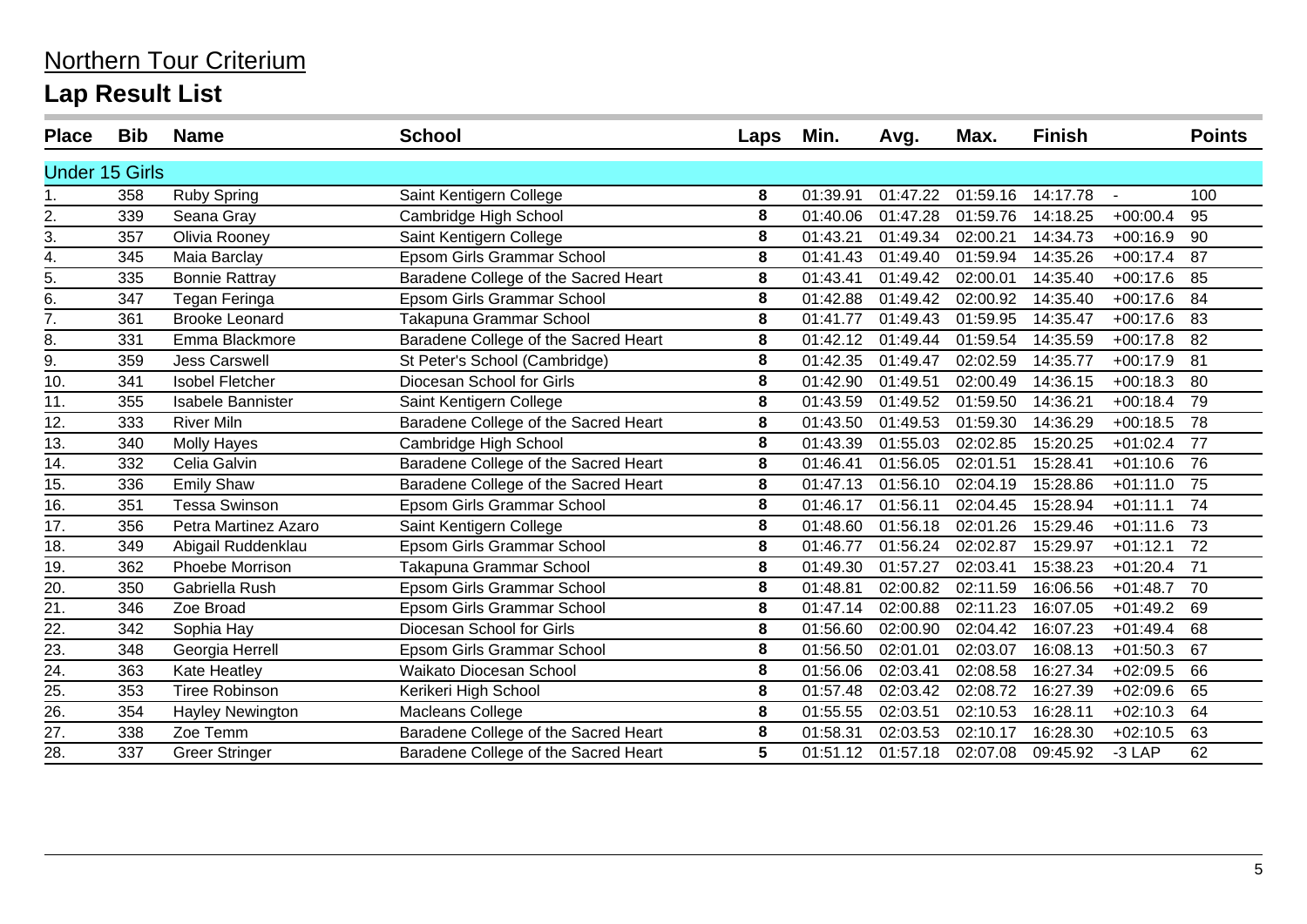# Northern Tour Criterium

## Lap Result List

| Place | Bib | Name | School | Laps | Min. | Avg. | Max. | Finish | | Points |
|---|---|---|---|---|---|---|---|---|---|---|
| **Under 15 Girls** | | | | | | | | | | |
| 1. | 358 | Ruby Spring | Saint Kentigern College | 8 | 01:39.91 | 01:47.22 | 01:59.16 | 14:17.78 | - | 100 |
| 2. | 339 | Seana Gray | Cambridge High School | 8 | 01:40.06 | 01:47.28 | 01:59.76 | 14:18.25 | +00:00.4 | 95 |
| 3. | 357 | Olivia Rooney | Saint Kentigern College | 8 | 01:43.21 | 01:49.34 | 02:00.21 | 14:34.73 | +00:16.9 | 90 |
| 4. | 345 | Maia Barclay | Epsom Girls Grammar School | 8 | 01:41.43 | 01:49.40 | 01:59.94 | 14:35.26 | +00:17.4 | 87 |
| 5. | 335 | Bonnie Rattray | Baradene College of the Sacred Heart | 8 | 01:43.41 | 01:49.42 | 02:00.01 | 14:35.40 | +00:17.6 | 85 |
| 6. | 347 | Tegan Feringa | Epsom Girls Grammar School | 8 | 01:42.88 | 01:49.42 | 02:00.92 | 14:35.40 | +00:17.6 | 84 |
| 7. | 361 | Brooke Leonard | Takapuna Grammar School | 8 | 01:41.77 | 01:49.43 | 01:59.95 | 14:35.47 | +00:17.6 | 83 |
| 8. | 331 | Emma Blackmore | Baradene College of the Sacred Heart | 8 | 01:42.12 | 01:49.44 | 01:59.54 | 14:35.59 | +00:17.8 | 82 |
| 9. | 359 | Jess Carswell | St Peter's School (Cambridge) | 8 | 01:42.35 | 01:49.47 | 02:02.59 | 14:35.77 | +00:17.9 | 81 |
| 10. | 341 | Isobel Fletcher | Diocesan School for Girls | 8 | 01:42.90 | 01:49.51 | 02:00.49 | 14:36.15 | +00:18.3 | 80 |
| 11. | 355 | Isabele Bannister | Saint Kentigern College | 8 | 01:43.59 | 01:49.52 | 01:59.50 | 14:36.21 | +00:18.4 | 79 |
| 12. | 333 | River Miln | Baradene College of the Sacred Heart | 8 | 01:43.50 | 01:49.53 | 01:59.30 | 14:36.29 | +00:18.5 | 78 |
| 13. | 340 | Molly Hayes | Cambridge High School | 8 | 01:43.39 | 01:55.03 | 02:02.85 | 15:20.25 | +01:02.4 | 77 |
| 14. | 332 | Celia Galvin | Baradene College of the Sacred Heart | 8 | 01:46.41 | 01:56.05 | 02:01.51 | 15:28.41 | +01:10.6 | 76 |
| 15. | 336 | Emily Shaw | Baradene College of the Sacred Heart | 8 | 01:47.13 | 01:56.10 | 02:04.19 | 15:28.86 | +01:11.0 | 75 |
| 16. | 351 | Tessa Swinson | Epsom Girls Grammar School | 8 | 01:46.17 | 01:56.11 | 02:04.45 | 15:28.94 | +01:11.1 | 74 |
| 17. | 356 | Petra Martinez Azaro | Saint Kentigern College | 8 | 01:48.60 | 01:56.18 | 02:01.26 | 15:29.46 | +01:11.6 | 73 |
| 18. | 349 | Abigail Ruddenklau | Epsom Girls Grammar School | 8 | 01:46.77 | 01:56.24 | 02:02.87 | 15:29.97 | +01:12.1 | 72 |
| 19. | 362 | Phoebe Morrison | Takapuna Grammar School | 8 | 01:49.30 | 01:57.27 | 02:03.41 | 15:38.23 | +01:20.4 | 71 |
| 20. | 350 | Gabriella Rush | Epsom Girls Grammar School | 8 | 01:48.81 | 02:00.82 | 02:11.59 | 16:06.56 | +01:48.7 | 70 |
| 21. | 346 | Zoe Broad | Epsom Girls Grammar School | 8 | 01:47.14 | 02:00.88 | 02:11.23 | 16:07.05 | +01:49.2 | 69 |
| 22. | 342 | Sophia Hay | Diocesan School for Girls | 8 | 01:56.60 | 02:00.90 | 02:04.42 | 16:07.23 | +01:49.4 | 68 |
| 23. | 348 | Georgia Herrell | Epsom Girls Grammar School | 8 | 01:56.50 | 02:01.01 | 02:03.07 | 16:08.13 | +01:50.3 | 67 |
| 24. | 363 | Kate Heatley | Waikato Diocesan School | 8 | 01:56.06 | 02:03.41 | 02:08.58 | 16:27.34 | +02:09.5 | 66 |
| 25. | 353 | Tiree Robinson | Kerikeri High School | 8 | 01:57.48 | 02:03.42 | 02:08.72 | 16:27.39 | +02:09.6 | 65 |
| 26. | 354 | Hayley Newington | Macleans College | 8 | 01:55.55 | 02:03.51 | 02:10.53 | 16:28.11 | +02:10.3 | 64 |
| 27. | 338 | Zoe Temm | Baradene College of the Sacred Heart | 8 | 01:58.31 | 02:03.53 | 02:10.17 | 16:28.30 | +02:10.5 | 63 |
| 28. | 337 | Greer Stringer | Baradene College of the Sacred Heart | 5 | 01:51.12 | 01:57.18 | 02:07.08 | 09:45.92 | -3 LAP | 62 |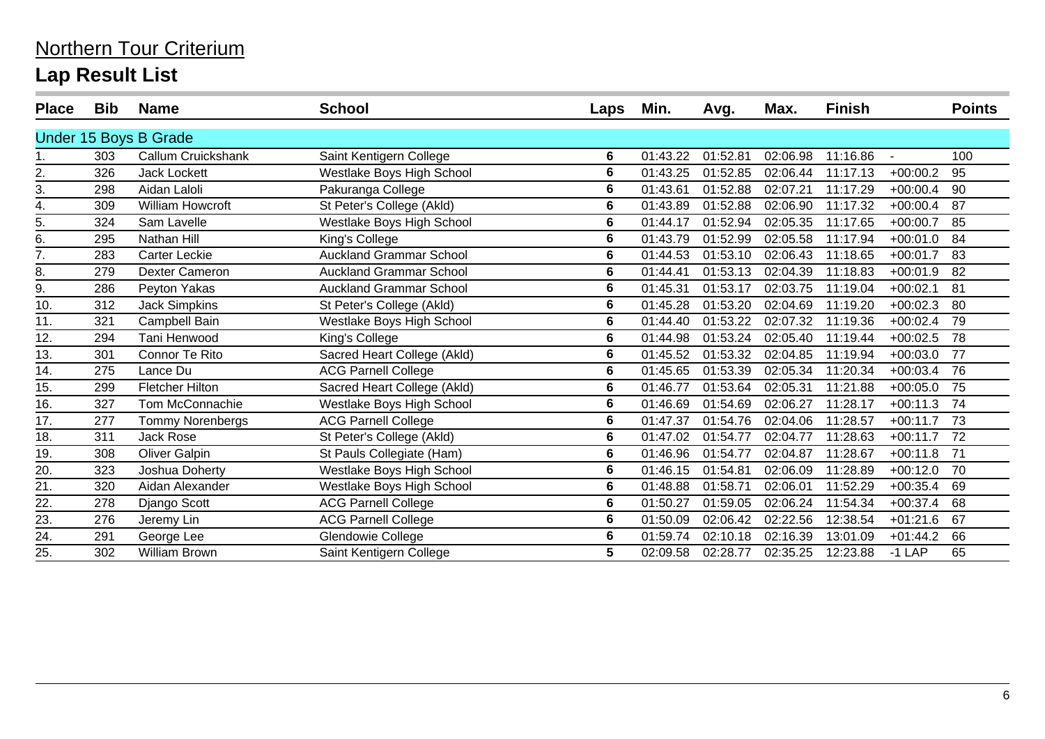# Northern Tour Criterium

## Lap Result List

| Place | Bib | Name | School | Laps | Min. | Avg. | Max. | Finish | | Points |
|---|---|---|---|---|---|---|---|---|---|---|
| **Under 15 Boys B Grade** | | | | | | | | | | |
| 1. | 303 | Callum Cruickshank | Saint Kentigern College | 6 | 01:43.22 | 01:52.81 | 02:06.98 | 11:16.86 | - | 100 |
| 2. | 326 | Jack Lockett | Westlake Boys High School | 6 | 01:43.25 | 01:52.85 | 02:06.44 | 11:17.13 | +00:00.2 | 95 |
| 3. | 298 | Aidan Laloli | Pakuranga College | 6 | 01:43.61 | 01:52.88 | 02:07.21 | 11:17.29 | +00:00.4 | 90 |
| 4. | 309 | William Howcroft | St Peter's College (Akld) | 6 | 01:43.89 | 01:52.88 | 02:06.90 | 11:17.32 | +00:00.4 | 87 |
| 5. | 324 | Sam Lavelle | Westlake Boys High School | 6 | 01:44.17 | 01:52.94 | 02:05.35 | 11:17.65 | +00:00.7 | 85 |
| 6. | 295 | Nathan Hill | King's College | 6 | 01:43.79 | 01:52.99 | 02:05.58 | 11:17.94 | +00:01.0 | 84 |
| 7. | 283 | Carter Leckie | Auckland Grammar School | 6 | 01:44.53 | 01:53.10 | 02:06.43 | 11:18.65 | +00:01.7 | 83 |
| 8. | 279 | Dexter Cameron | Auckland Grammar School | 6 | 01:44.41 | 01:53.13 | 02:04.39 | 11:18.83 | +00:01.9 | 82 |
| 9. | 286 | Peyton Yakas | Auckland Grammar School | 6 | 01:45.31 | 01:53.17 | 02:03.75 | 11:19.04 | +00:02.1 | 81 |
| 10. | 312 | Jack Simpkins | St Peter's College (Akld) | 6 | 01:45.28 | 01:53.20 | 02:04.69 | 11:19.20 | +00:02.3 | 80 |
| 11. | 321 | Campbell Bain | Westlake Boys High School | 6 | 01:44.40 | 01:53.22 | 02:07.32 | 11:19.36 | +00:02.4 | 79 |
| 12. | 294 | Tani Henwood | King's College | 6 | 01:44.98 | 01:53.24 | 02:05.40 | 11:19.44 | +00:02.5 | 78 |
| 13. | 301 | Connor Te Rito | Sacred Heart College (Akld) | 6 | 01:45.52 | 01:53.32 | 02:04.85 | 11:19.94 | +00:03.0 | 77 |
| 14. | 275 | Lance Du | ACG Parnell College | 6 | 01:45.65 | 01:53.39 | 02:05.34 | 11:20.34 | +00:03.4 | 76 |
| 15. | 299 | Fletcher Hilton | Sacred Heart College (Akld) | 6 | 01:46.77 | 01:53.64 | 02:05.31 | 11:21.88 | +00:05.0 | 75 |
| 16. | 327 | Tom McConnachie | Westlake Boys High School | 6 | 01:46.69 | 01:54.69 | 02:06.27 | 11:28.17 | +00:11.3 | 74 |
| 17. | 277 | Tommy Norenbergs | ACG Parnell College | 6 | 01:47.37 | 01:54.76 | 02:04.06 | 11:28.57 | +00:11.7 | 73 |
| 18. | 311 | Jack Rose | St Peter's College (Akld) | 6 | 01:47.02 | 01:54.77 | 02:04.77 | 11:28.63 | +00:11.7 | 72 |
| 19. | 308 | Oliver Galpin | St Pauls Collegiate (Ham) | 6 | 01:46.96 | 01:54.77 | 02:04.87 | 11:28.67 | +00:11.8 | 71 |
| 20. | 323 | Joshua Doherty | Westlake Boys High School | 6 | 01:46.15 | 01:54.81 | 02:06.09 | 11:28.89 | +00:12.0 | 70 |
| 21. | 320 | Aidan Alexander | Westlake Boys High School | 6 | 01:48.88 | 01:58.71 | 02:06.01 | 11:52.29 | +00:35.4 | 69 |
| 22. | 278 | Django Scott | ACG Parnell College | 6 | 01:50.27 | 01:59.05 | 02:06.24 | 11:54.34 | +00:37.4 | 68 |
| 23. | 276 | Jeremy Lin | ACG Parnell College | 6 | 01:50.09 | 02:06.42 | 02:22.56 | 12:38.54 | +01:21.6 | 67 |
| 24. | 291 | George Lee | Glendowie College | 6 | 01:59.74 | 02:10.18 | 02:16.39 | 13:01.09 | +01:44.2 | 66 |
| 25. | 302 | William Brown | Saint Kentigern College | 5 | 02:09.58 | 02:28.77 | 02:35.25 | 12:23.88 | -1 LAP | 65 |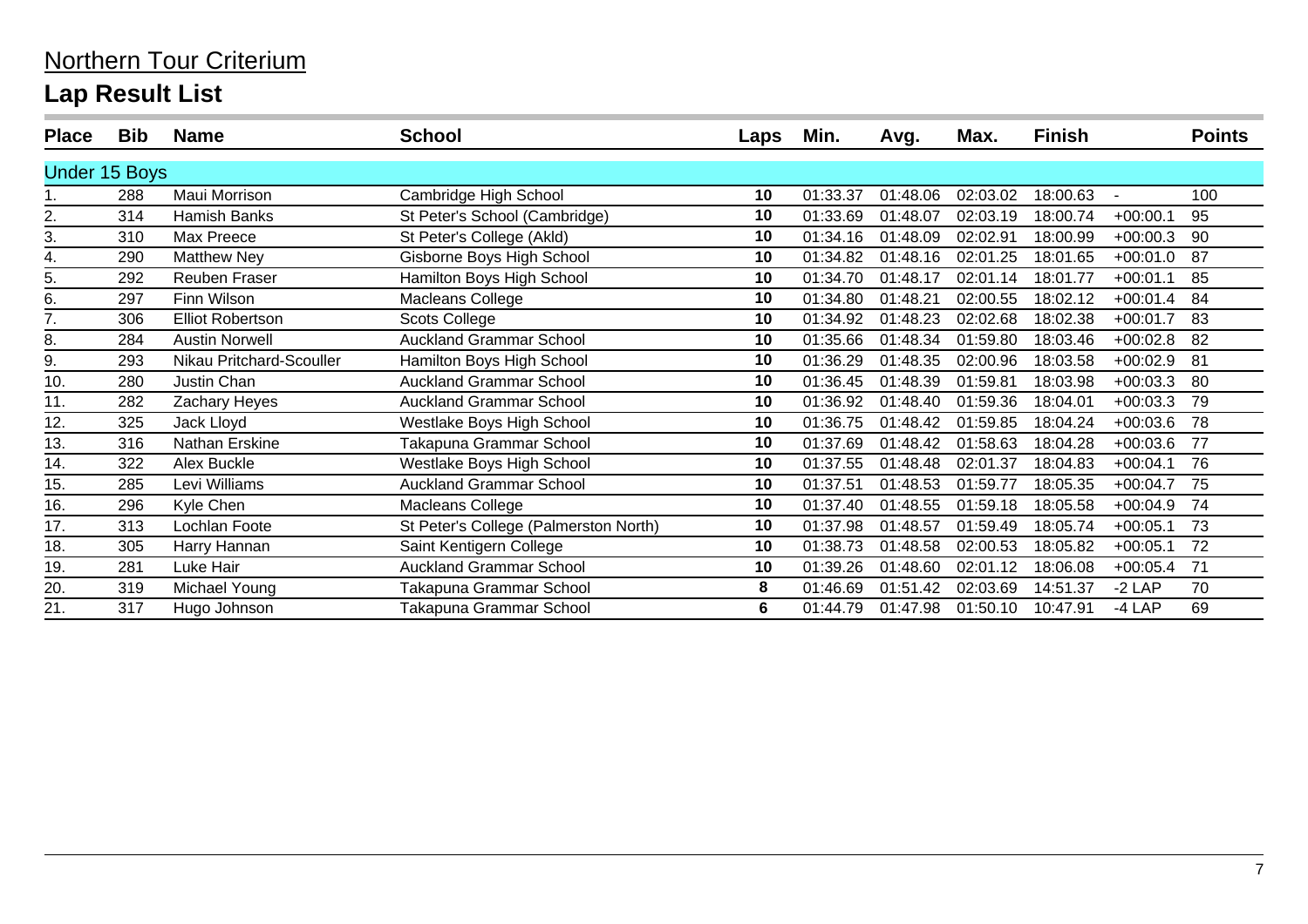# Northern Tour Criterium

## Lap Result List

| Place | Bib | Name | School | Laps | Min. | Avg. | Max. | Finish | | Points |
|---|---|---|---|---|---|---|---|---|---|---|
| **Under 15 Boys** | | | | | | | | | | |
| 1. | 288 | Maui Morrison | Cambridge High School | **10** | 01:33.37 | 01:48.06 | 02:03.02 | 18:00.63 | - | 100 |
| 2. | 314 | Hamish Banks | St Peter's School (Cambridge) | **10** | 01:33.69 | 01:48.07 | 02:03.19 | 18:00.74 | +00:00.1 | 95 |
| 3. | 310 | Max Preece | St Peter's College (Akld) | **10** | 01:34.16 | 01:48.09 | 02:02.91 | 18:00.99 | +00:00.3 | 90 |
| 4. | 290 | Matthew Ney | Gisborne Boys High School | **10** | 01:34.82 | 01:48.16 | 02:01.25 | 18:01.65 | +00:01.0 | 87 |
| 5. | 292 | Reuben Fraser | Hamilton Boys High School | **10** | 01:34.70 | 01:48.17 | 02:01.14 | 18:01.77 | +00:01.1 | 85 |
| 6. | 297 | Finn Wilson | Macleans College | **10** | 01:34.80 | 01:48.21 | 02:00.55 | 18:02.12 | +00:01.4 | 84 |
| 7. | 306 | Elliot Robertson | Scots College | **10** | 01:34.92 | 01:48.23 | 02:02.68 | 18:02.38 | +00:01.7 | 83 |
| 8. | 284 | Austin Norwell | Auckland Grammar School | **10** | 01:35.66 | 01:48.34 | 01:59.80 | 18:03.46 | +00:02.8 | 82 |
| 9. | 293 | Nikau Pritchard-Scouller | Hamilton Boys High School | **10** | 01:36.29 | 01:48.35 | 02:00.96 | 18:03.58 | +00:02.9 | 81 |
| 10. | 280 | Justin Chan | Auckland Grammar School | **10** | 01:36.45 | 01:48.39 | 01:59.81 | 18:03.98 | +00:03.3 | 80 |
| 11. | 282 | Zachary Heyes | Auckland Grammar School | **10** | 01:36.92 | 01:48.40 | 01:59.36 | 18:04.01 | +00:03.3 | 79 |
| 12. | 325 | Jack Lloyd | Westlake Boys High School | **10** | 01:36.75 | 01:48.42 | 01:59.85 | 18:04.24 | +00:03.6 | 78 |
| 13. | 316 | Nathan Erskine | Takapuna Grammar School | **10** | 01:37.69 | 01:48.42 | 01:58.63 | 18:04.28 | +00:03.6 | 77 |
| 14. | 322 | Alex Buckle | Westlake Boys High School | **10** | 01:37.55 | 01:48.48 | 02:01.37 | 18:04.83 | +00:04.1 | 76 |
| 15. | 285 | Levi Williams | Auckland Grammar School | **10** | 01:37.51 | 01:48.53 | 01:59.77 | 18:05.35 | +00:04.7 | 75 |
| 16. | 296 | Kyle Chen | Macleans College | **10** | 01:37.40 | 01:48.55 | 01:59.18 | 18:05.58 | +00:04.9 | 74 |
| 17. | 313 | Lochlan Foote | St Peter's College (Palmerston North) | **10** | 01:37.98 | 01:48.57 | 01:59.49 | 18:05.74 | +00:05.1 | 73 |
| 18. | 305 | Harry Hannan | Saint Kentigern College | **10** | 01:38.73 | 01:48.58 | 02:00.53 | 18:05.82 | +00:05.1 | 72 |
| 19. | 281 | Luke Hair | Auckland Grammar School | **10** | 01:39.26 | 01:48.60 | 02:01.12 | 18:06.08 | +00:05.4 | 71 |
| 20. | 319 | Michael Young | Takapuna Grammar School | **8** | 01:46.69 | 01:51.42 | 02:03.69 | 14:51.37 | -2 LAP | 70 |
| 21. | 317 | Hugo Johnson | Takapuna Grammar School | **6** | 01:44.79 | 01:47.98 | 01:50.10 | 10:47.91 | -4 LAP | 69 |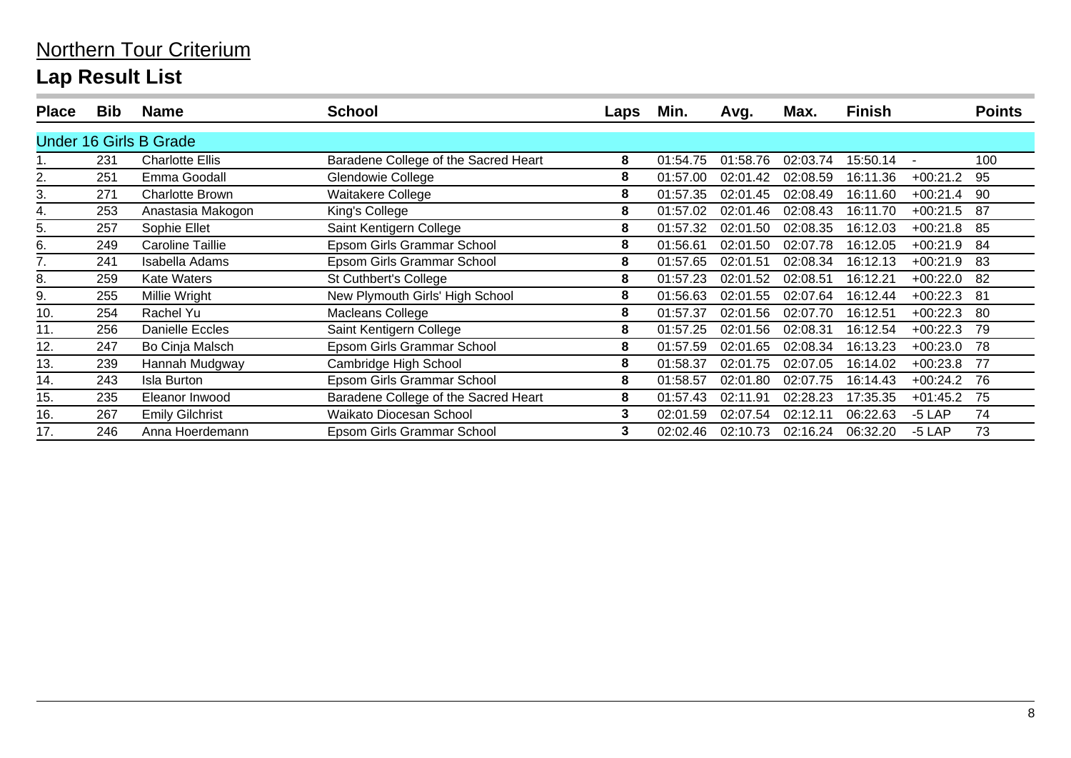# Northern Tour Criterium

## Lap Result List

| Place | Bib | Name | School | Laps | Min. | Avg. | Max. | Finish | | Points |
|---|---|---|---|---|---|---|---|---|---|---|
| **Under 16 Girls B Grade** | | | | | | | | | | |
| 1. | 231 | Charlotte Ellis | Baradene College of the Sacred Heart | 8 | 01:54.75 | 01:58.76 | 02:03.74 | 15:50.14 | - | 100 |
| 2. | 251 | Emma Goodall | Glendowie College | 8 | 01:57.00 | 02:01.42 | 02:08.59 | 16:11.36 | +00:21.2 | 95 |
| 3. | 271 | Charlotte Brown | Waitakere College | 8 | 01:57.35 | 02:01.45 | 02:08.49 | 16:11.60 | +00:21.4 | 90 |
| 4. | 253 | Anastasia Makogon | King's College | 8 | 01:57.02 | 02:01.46 | 02:08.43 | 16:11.70 | +00:21.5 | 87 |
| 5. | 257 | Sophie Ellet | Saint Kentigern College | 8 | 01:57.32 | 02:01.50 | 02:08.35 | 16:12.03 | +00:21.8 | 85 |
| 6. | 249 | Caroline Taillie | Epsom Girls Grammar School | 8 | 01:56.61 | 02:01.50 | 02:07.78 | 16:12.05 | +00:21.9 | 84 |
| 7. | 241 | Isabella Adams | Epsom Girls Grammar School | 8 | 01:57.65 | 02:01.51 | 02:08.34 | 16:12.13 | +00:21.9 | 83 |
| 8. | 259 | Kate Waters | St Cuthbert's College | 8 | 01:57.23 | 02:01.52 | 02:08.51 | 16:12.21 | +00:22.0 | 82 |
| 9. | 255 | Millie Wright | New Plymouth Girls' High School | 8 | 01:56.63 | 02:01.55 | 02:07.64 | 16:12.44 | +00:22.3 | 81 |
| 10. | 254 | Rachel Yu | Macleans College | 8 | 01:57.37 | 02:01.56 | 02:07.70 | 16:12.51 | +00:22.3 | 80 |
| 11. | 256 | Danielle Eccles | Saint Kentigern College | 8 | 01:57.25 | 02:01.56 | 02:08.31 | 16:12.54 | +00:22.3 | 79 |
| 12. | 247 | Bo Cinja Malsch | Epsom Girls Grammar School | 8 | 01:57.59 | 02:01.65 | 02:08.34 | 16:13.23 | +00:23.0 | 78 |
| 13. | 239 | Hannah Mudgway | Cambridge High School | 8 | 01:58.37 | 02:01.75 | 02:07.05 | 16:14.02 | +00:23.8 | 77 |
| 14. | 243 | Isla Burton | Epsom Girls Grammar School | 8 | 01:58.57 | 02:01.80 | 02:07.75 | 16:14.43 | +00:24.2 | 76 |
| 15. | 235 | Eleanor Inwood | Baradene College of the Sacred Heart | 8 | 01:57.43 | 02:11.91 | 02:28.23 | 17:35.35 | +01:45.2 | 75 |
| 16. | 267 | Emily Gilchrist | Waikato Diocesan School | 3 | 02:01.59 | 02:07.54 | 02:12.11 | 06:22.63 | -5 LAP | 74 |
| 17. | 246 | Anna Hoerdemann | Epsom Girls Grammar School | 3 | 02:02.46 | 02:10.73 | 02:16.24 | 06:32.20 | -5 LAP | 73 |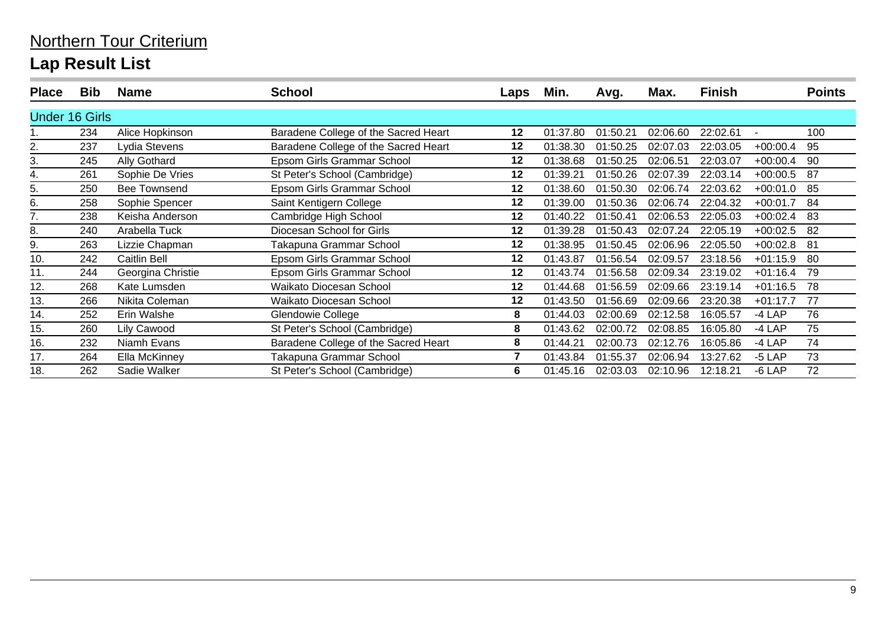## Northern Tour Criterium

# Lap Result List

| Place | Bib | Name | School | Laps | Min. | Avg. | Max. | Finish | | Points |
|---|---|---|---|---|---|---|---|---|---|---|
| **Under 16 Girls** | | | | | | | | | | |
| 1. | 234 | Alice Hopkinson | Baradene College of the Sacred Heart | 12 | 01:37.80 | 01:50.21 | 02:06.60 | 22:02.61 | - | 100 |
| 2. | 237 | Lydia Stevens | Baradene College of the Sacred Heart | 12 | 01:38.30 | 01:50.25 | 02:07.03 | 22:03.05 | +00:00.4 | 95 |
| 3. | 245 | Ally Gothard | Epsom Girls Grammar School | 12 | 01:38.68 | 01:50.25 | 02:06.51 | 22:03.07 | +00:00.4 | 90 |
| 4. | 261 | Sophie De Vries | St Peter's School (Cambridge) | 12 | 01:39.21 | 01:50.26 | 02:07.39 | 22:03.14 | +00:00.5 | 87 |
| 5. | 250 | Bee Townsend | Epsom Girls Grammar School | 12 | 01:38.60 | 01:50.30 | 02:06.74 | 22:03.62 | +00:01.0 | 85 |
| 6. | 258 | Sophie Spencer | Saint Kentigern College | 12 | 01:39.00 | 01:50.36 | 02:06.74 | 22:04.32 | +00:01.7 | 84 |
| 7. | 238 | Keisha Anderson | Cambridge High School | 12 | 01:40.22 | 01:50.41 | 02:06.53 | 22:05.03 | +00:02.4 | 83 |
| 8. | 240 | Arabella Tuck | Diocesan School for Girls | 12 | 01:39.28 | 01:50.43 | 02:07.24 | 22:05.19 | +00:02.5 | 82 |
| 9. | 263 | Lizzie Chapman | Takapuna Grammar School | 12 | 01:38.95 | 01:50.45 | 02:06.96 | 22:05.50 | +00:02.8 | 81 |
| 10. | 242 | Caitlin Bell | Epsom Girls Grammar School | 12 | 01:43.87 | 01:56.54 | 02:09.57 | 23:18.56 | +01:15.9 | 80 |
| 11. | 244 | Georgina Christie | Epsom Girls Grammar School | 12 | 01:43.74 | 01:56.58 | 02:09.34 | 23:19.02 | +01:16.4 | 79 |
| 12. | 268 | Kate Lumsden | Waikato Diocesan School | 12 | 01:44.68 | 01:56.59 | 02:09.66 | 23:19.14 | +01:16.5 | 78 |
| 13. | 266 | Nikita Coleman | Waikato Diocesan School | 12 | 01:43.50 | 01:56.69 | 02:09.66 | 23:20.38 | +01:17.7 | 77 |
| 14. | 252 | Erin Walshe | Glendowie College | 8 | 01:44.03 | 02:00.69 | 02:12.58 | 16:05.57 | -4 LAP | 76 |
| 15. | 260 | Lily Cawood | St Peter's School (Cambridge) | 8 | 01:43.62 | 02:00.72 | 02:08.85 | 16:05.80 | -4 LAP | 75 |
| 16. | 232 | Niamh Evans | Baradene College of the Sacred Heart | 8 | 01:44.21 | 02:00.73 | 02:12.76 | 16:05.86 | -4 LAP | 74 |
| 17. | 264 | Ella McKinney | Takapuna Grammar School | 7 | 01:43.84 | 01:55.37 | 02:06.94 | 13:27.62 | -5 LAP | 73 |
| 18. | 262 | Sadie Walker | St Peter's School (Cambridge) | 6 | 01:45.16 | 02:03.03 | 02:10.96 | 12:18.21 | -6 LAP | 72 |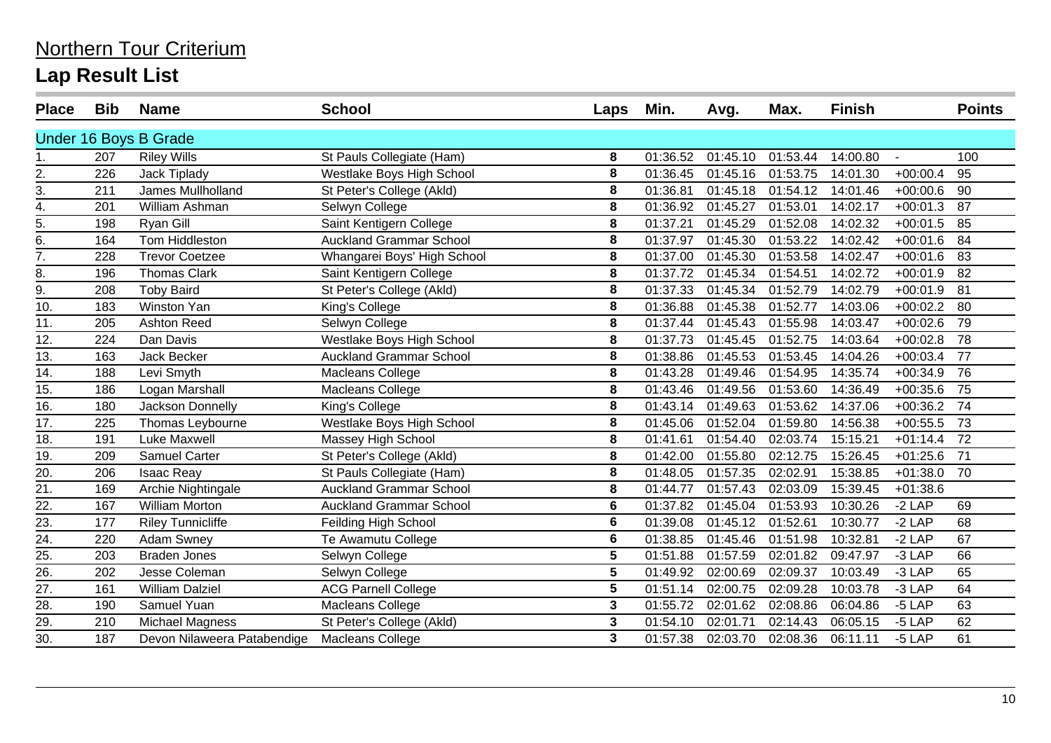# Northern Tour Criterium

## Lap Result List

| Place | Bib | Name | School | Laps | Min. | Avg. | Max. | Finish | | Points |
|---|---|---|---|---|---|---|---|---|---|---|
| **Under 16 Boys B Grade** | | | | | | | | | | |
| 1. | 207 | Riley Wills | St Pauls Collegiate (Ham) | 8 | 01:36.52 | 01:45.10 | 01:53.44 | 14:00.80 | - | 100 |
| 2. | 226 | Jack Tiplady | Westlake Boys High School | 8 | 01:36.45 | 01:45.16 | 01:53.75 | 14:01.30 | +00:00.4 | 95 |
| 3. | 211 | James Mullholland | St Peter's College (Akld) | 8 | 01:36.81 | 01:45.18 | 01:54.12 | 14:01.46 | +00:00.6 | 90 |
| 4. | 201 | William Ashman | Selwyn College | 8 | 01:36.92 | 01:45.27 | 01:53.01 | 14:02.17 | +00:01.3 | 87 |
| 5. | 198 | Ryan Gill | Saint Kentigern College | 8 | 01:37.21 | 01:45.29 | 01:52.08 | 14:02.32 | +00:01.5 | 85 |
| 6. | 164 | Tom Hiddleston | Auckland Grammar School | 8 | 01:37.97 | 01:45.30 | 01:53.22 | 14:02.42 | +00:01.6 | 84 |
| 7. | 228 | Trevor Coetzee | Whangarei Boys' High School | 8 | 01:37.00 | 01:45.30 | 01:53.58 | 14:02.47 | +00:01.6 | 83 |
| 8. | 196 | Thomas Clark | Saint Kentigern College | 8 | 01:37.72 | 01:45.34 | 01:54.51 | 14:02.72 | +00:01.9 | 82 |
| 9. | 208 | Toby Baird | St Peter's College (Akld) | 8 | 01:37.33 | 01:45.34 | 01:52.79 | 14:02.79 | +00:01.9 | 81 |
| 10. | 183 | Winston Yan | King's College | 8 | 01:36.88 | 01:45.38 | 01:52.77 | 14:03.06 | +00:02.2 | 80 |
| 11. | 205 | Ashton Reed | Selwyn College | 8 | 01:37.44 | 01:45.43 | 01:55.98 | 14:03.47 | +00:02.6 | 79 |
| 12. | 224 | Dan Davis | Westlake Boys High School | 8 | 01:37.73 | 01:45.45 | 01:52.75 | 14:03.64 | +00:02.8 | 78 |
| 13. | 163 | Jack Becker | Auckland Grammar School | 8 | 01:38.86 | 01:45.53 | 01:53.45 | 14:04.26 | +00:03.4 | 77 |
| 14. | 188 | Levi Smyth | Macleans College | 8 | 01:43.28 | 01:49.46 | 01:54.95 | 14:35.74 | +00:34.9 | 76 |
| 15. | 186 | Logan Marshall | Macleans College | 8 | 01:43.46 | 01:49.56 | 01:53.60 | 14:36.49 | +00:35.6 | 75 |
| 16. | 180 | Jackson Donnelly | King's College | 8 | 01:43.14 | 01:49.63 | 01:53.62 | 14:37.06 | +00:36.2 | 74 |
| 17. | 225 | Thomas Leybourne | Westlake Boys High School | 8 | 01:45.06 | 01:52.04 | 01:59.80 | 14:56.38 | +00:55.5 | 73 |
| 18. | 191 | Luke Maxwell | Massey High School | 8 | 01:41.61 | 01:54.40 | 02:03.74 | 15:15.21 | +01:14.4 | 72 |
| 19. | 209 | Samuel Carter | St Peter's College (Akld) | 8 | 01:42.00 | 01:55.80 | 02:12.75 | 15:26.45 | +01:25.6 | 71 |
| 20. | 206 | Isaac Reay | St Pauls Collegiate (Ham) | 8 | 01:48.05 | 01:57.35 | 02:02.91 | 15:38.85 | +01:38.0 | 70 |
| 21. | 169 | Archie Nightingale | Auckland Grammar School | 8 | 01:44.77 | 01:57.43 | 02:03.09 | 15:39.45 | +01:38.6 | |
| 22. | 167 | William Morton | Auckland Grammar School | 6 | 01:37.82 | 01:45.04 | 01:53.93 | 10:30.26 | -2 LAP | 69 |
| 23. | 177 | Riley Tunnicliffe | Feilding High School | 6 | 01:39.08 | 01:45.12 | 01:52.61 | 10:30.77 | -2 LAP | 68 |
| 24. | 220 | Adam Swney | Te Awamutu College | 6 | 01:38.85 | 01:45.46 | 01:51.98 | 10:32.81 | -2 LAP | 67 |
| 25. | 203 | Braden Jones | Selwyn College | 5 | 01:51.88 | 01:57.59 | 02:01.82 | 09:47.97 | -3 LAP | 66 |
| 26. | 202 | Jesse Coleman | Selwyn College | 5 | 01:49.92 | 02:00.69 | 02:09.37 | 10:03.49 | -3 LAP | 65 |
| 27. | 161 | William Dalziel | ACG Parnell College | 5 | 01:51.14 | 02:00.75 | 02:09.28 | 10:03.78 | -3 LAP | 64 |
| 28. | 190 | Samuel Yuan | Macleans College | 3 | 01:55.72 | 02:01.62 | 02:08.86 | 06:04.86 | -5 LAP | 63 |
| 29. | 210 | Michael Magness | St Peter's College (Akld) | 3 | 01:54.10 | 02:01.71 | 02:14.43 | 06:05.15 | -5 LAP | 62 |
| 30. | 187 | Devon Nilaweera Patabendige | Macleans College | 3 | 01:57.38 | 02:03.70 | 02:08.36 | 06:11.11 | -5 LAP | 61 |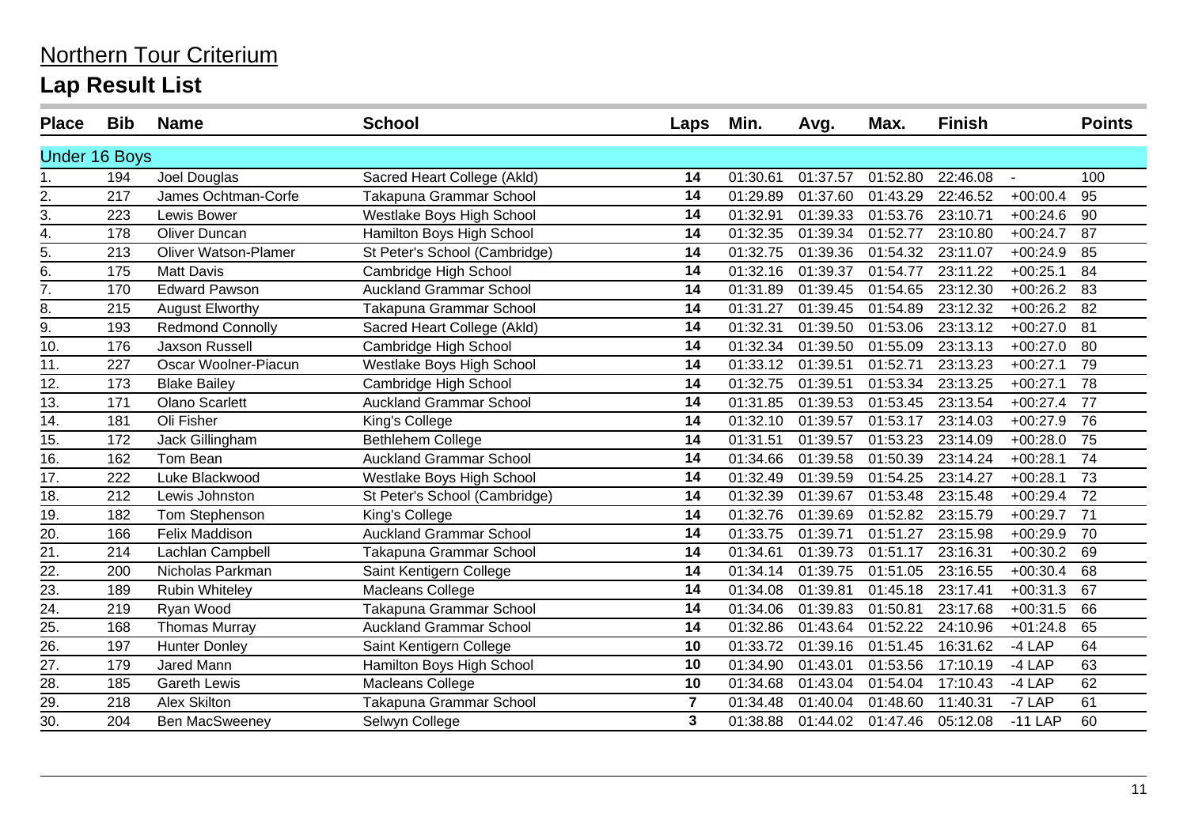Northern Tour Criterium

# Lap Result List

| Place | Bib | Name | School | Laps | Min. | Avg. | Max. | Finish | | Points |
|---|---|---|---|---|---|---|---|---|---|---|
| **Under 16 Boys** | | | | | | | | | | |
| 1. | 194 | Joel Douglas | Sacred Heart College (Akld) | 14 | 01:30.61 | 01:37.57 | 01:52.80 | 22:46.08 | - | 100 |
| 2. | 217 | James Ochtman-Corfe | Takapuna Grammar School | 14 | 01:29.89 | 01:37.60 | 01:43.29 | 22:46.52 | +00:00.4 | 95 |
| 3. | 223 | Lewis Bower | Westlake Boys High School | 14 | 01:32.91 | 01:39.33 | 01:53.76 | 23:10.71 | +00:24.6 | 90 |
| 4. | 178 | Oliver Duncan | Hamilton Boys High School | 14 | 01:32.35 | 01:39.34 | 01:52.77 | 23:10.80 | +00:24.7 | 87 |
| 5. | 213 | Oliver Watson-Plamer | St Peter's School (Cambridge) | 14 | 01:32.75 | 01:39.36 | 01:54.32 | 23:11.07 | +00:24.9 | 85 |
| 6. | 175 | Matt Davis | Cambridge High School | 14 | 01:32.16 | 01:39.37 | 01:54.77 | 23:11.22 | +00:25.1 | 84 |
| 7. | 170 | Edward Pawson | Auckland Grammar School | 14 | 01:31.89 | 01:39.45 | 01:54.65 | 23:12.30 | +00:26.2 | 83 |
| 8. | 215 | August Elworthy | Takapuna Grammar School | 14 | 01:31.27 | 01:39.45 | 01:54.89 | 23:12.32 | +00:26.2 | 82 |
| 9. | 193 | Redmond Connolly | Sacred Heart College (Akld) | 14 | 01:32.31 | 01:39.50 | 01:53.06 | 23:13.12 | +00:27.0 | 81 |
| 10. | 176 | Jaxson Russell | Cambridge High School | 14 | 01:32.34 | 01:39.50 | 01:55.09 | 23:13.13 | +00:27.0 | 80 |
| 11. | 227 | Oscar Woolner-Piacun | Westlake Boys High School | 14 | 01:33.12 | 01:39.51 | 01:52.71 | 23:13.23 | +00:27.1 | 79 |
| 12. | 173 | Blake Bailey | Cambridge High School | 14 | 01:32.75 | 01:39.51 | 01:53.34 | 23:13.25 | +00:27.1 | 78 |
| 13. | 171 | Olano Scarlett | Auckland Grammar School | 14 | 01:31.85 | 01:39.53 | 01:53.45 | 23:13.54 | +00:27.4 | 77 |
| 14. | 181 | Oli Fisher | King's College | 14 | 01:32.10 | 01:39.57 | 01:53.17 | 23:14.03 | +00:27.9 | 76 |
| 15. | 172 | Jack Gillingham | Bethlehem College | 14 | 01:31.51 | 01:39.57 | 01:53.23 | 23:14.09 | +00:28.0 | 75 |
| 16. | 162 | Tom Bean | Auckland Grammar School | 14 | 01:34.66 | 01:39.58 | 01:50.39 | 23:14.24 | +00:28.1 | 74 |
| 17. | 222 | Luke Blackwood | Westlake Boys High School | 14 | 01:32.49 | 01:39.59 | 01:54.25 | 23:14.27 | +00:28.1 | 73 |
| 18. | 212 | Lewis Johnston | St Peter's School (Cambridge) | 14 | 01:32.39 | 01:39.67 | 01:53.48 | 23:15.48 | +00:29.4 | 72 |
| 19. | 182 | Tom Stephenson | King's College | 14 | 01:32.76 | 01:39.69 | 01:52.82 | 23:15.79 | +00:29.7 | 71 |
| 20. | 166 | Felix Maddison | Auckland Grammar School | 14 | 01:33.75 | 01:39.71 | 01:51.27 | 23:15.98 | +00:29.9 | 70 |
| 21. | 214 | Lachlan Campbell | Takapuna Grammar School | 14 | 01:34.61 | 01:39.73 | 01:51.17 | 23:16.31 | +00:30.2 | 69 |
| 22. | 200 | Nicholas Parkman | Saint Kentigern College | 14 | 01:34.14 | 01:39.75 | 01:51.05 | 23:16.55 | +00:30.4 | 68 |
| 23. | 189 | Rubin Whiteley | Macleans College | 14 | 01:34.08 | 01:39.81 | 01:45.18 | 23:17.41 | +00:31.3 | 67 |
| 24. | 219 | Ryan Wood | Takapuna Grammar School | 14 | 01:34.06 | 01:39.83 | 01:50.81 | 23:17.68 | +00:31.5 | 66 |
| 25. | 168 | Thomas Murray | Auckland Grammar School | 14 | 01:32.86 | 01:43.64 | 01:52.22 | 24:10.96 | +01:24.8 | 65 |
| 26. | 197 | Hunter Donley | Saint Kentigern College | 10 | 01:33.72 | 01:39.16 | 01:51.45 | 16:31.62 | -4 LAP | 64 |
| 27. | 179 | Jared Mann | Hamilton Boys High School | 10 | 01:34.90 | 01:43.01 | 01:53.56 | 17:10.19 | -4 LAP | 63 |
| 28. | 185 | Gareth Lewis | Macleans College | 10 | 01:34.68 | 01:43.04 | 01:54.04 | 17:10.43 | -4 LAP | 62 |
| 29. | 218 | Alex Skilton | Takapuna Grammar School | 7 | 01:34.48 | 01:40.04 | 01:48.60 | 11:40.31 | -7 LAP | 61 |
| 30. | 204 | Ben MacSweeney | Selwyn College | 3 | 01:38.88 | 01:44.02 | 01:47.46 | 05:12.08 | -11 LAP | 60 |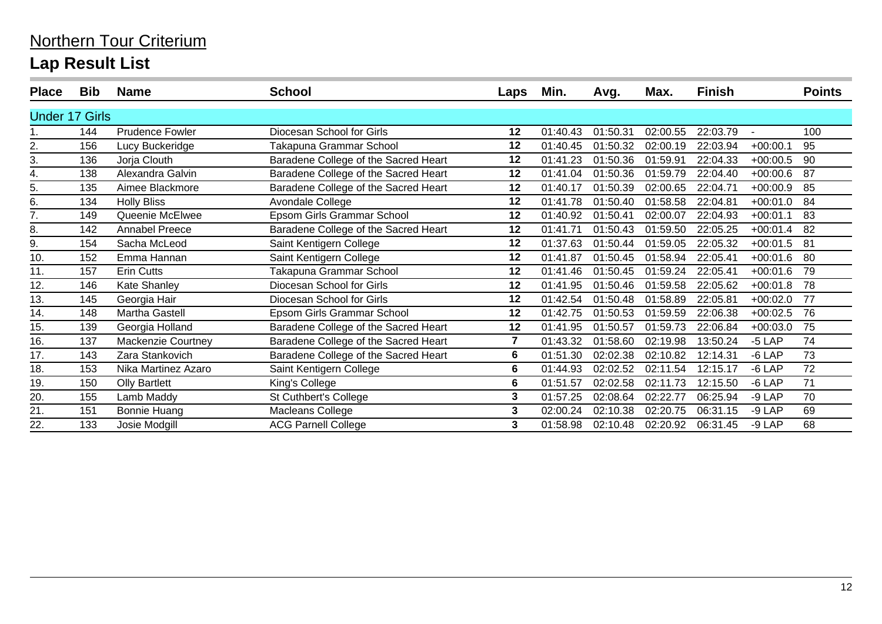# Northern Tour Criterium

## Lap Result List

| Place | Bib | Name | School | Laps | Min. | Avg. | Max. | Finish | | Points |
|---|---|---|---|---|---|---|---|---|---|---|
| **Under 17 Girls** | | | | | | | | | | |
| 1. | 144 | Prudence Fowler | Diocesan School for Girls | 12 | 01:40.43 | 01:50.31 | 02:00.55 | 22:03.79 | - | 100 |
| 2. | 156 | Lucy Buckeridge | Takapuna Grammar School | 12 | 01:40.45 | 01:50.32 | 02:00.19 | 22:03.94 | +00:00.1 | 95 |
| 3. | 136 | Jorja Clouth | Baradene College of the Sacred Heart | 12 | 01:41.23 | 01:50.36 | 01:59.91 | 22:04.33 | +00:00.5 | 90 |
| 4. | 138 | Alexandra Galvin | Baradene College of the Sacred Heart | 12 | 01:41.04 | 01:50.36 | 01:59.79 | 22:04.40 | +00:00.6 | 87 |
| 5. | 135 | Aimee Blackmore | Baradene College of the Sacred Heart | 12 | 01:40.17 | 01:50.39 | 02:00.65 | 22:04.71 | +00:00.9 | 85 |
| 6. | 134 | Holly Bliss | Avondale College | 12 | 01:41.78 | 01:50.40 | 01:58.58 | 22:04.81 | +00:01.0 | 84 |
| 7. | 149 | Queenie McElwee | Epsom Girls Grammar School | 12 | 01:40.92 | 01:50.41 | 02:00.07 | 22:04.93 | +00:01.1 | 83 |
| 8. | 142 | Annabel Preece | Baradene College of the Sacred Heart | 12 | 01:41.71 | 01:50.43 | 01:59.50 | 22:05.25 | +00:01.4 | 82 |
| 9. | 154 | Sacha McLeod | Saint Kentigern College | 12 | 01:37.63 | 01:50.44 | 01:59.05 | 22:05.32 | +00:01.5 | 81 |
| 10. | 152 | Emma Hannan | Saint Kentigern College | 12 | 01:41.87 | 01:50.45 | 01:58.94 | 22:05.41 | +00:01.6 | 80 |
| 11. | 157 | Erin Cutts | Takapuna Grammar School | 12 | 01:41.46 | 01:50.45 | 01:59.24 | 22:05.41 | +00:01.6 | 79 |
| 12. | 146 | Kate Shanley | Diocesan School for Girls | 12 | 01:41.95 | 01:50.46 | 01:59.58 | 22:05.62 | +00:01.8 | 78 |
| 13. | 145 | Georgia Hair | Diocesan School for Girls | 12 | 01:42.54 | 01:50.48 | 01:58.89 | 22:05.81 | +00:02.0 | 77 |
| 14. | 148 | Martha Gastell | Epsom Girls Grammar School | 12 | 01:42.75 | 01:50.53 | 01:59.59 | 22:06.38 | +00:02.5 | 76 |
| 15. | 139 | Georgia Holland | Baradene College of the Sacred Heart | 12 | 01:41.95 | 01:50.57 | 01:59.73 | 22:06.84 | +00:03.0 | 75 |
| 16. | 137 | Mackenzie Courtney | Baradene College of the Sacred Heart | 7 | 01:43.32 | 01:58.60 | 02:19.98 | 13:50.24 | -5 LAP | 74 |
| 17. | 143 | Zara Stankovich | Baradene College of the Sacred Heart | 6 | 01:51.30 | 02:02.38 | 02:10.82 | 12:14.31 | -6 LAP | 73 |
| 18. | 153 | Nika Martinez Azaro | Saint Kentigern College | 6 | 01:44.93 | 02:02.52 | 02:11.54 | 12:15.17 | -6 LAP | 72 |
| 19. | 150 | Olly Bartlett | King's College | 6 | 01:51.57 | 02:02.58 | 02:11.73 | 12:15.50 | -6 LAP | 71 |
| 20. | 155 | Lamb Maddy | St Cuthbert's College | 3 | 01:57.25 | 02:08.64 | 02:22.77 | 06:25.94 | -9 LAP | 70 |
| 21. | 151 | Bonnie Huang | Macleans College | 3 | 02:00.24 | 02:10.38 | 02:20.75 | 06:31.15 | -9 LAP | 69 |
| 22. | 133 | Josie Modgill | ACG Parnell College | 3 | 01:58.98 | 02:10.48 | 02:20.92 | 06:31.45 | -9 LAP | 68 |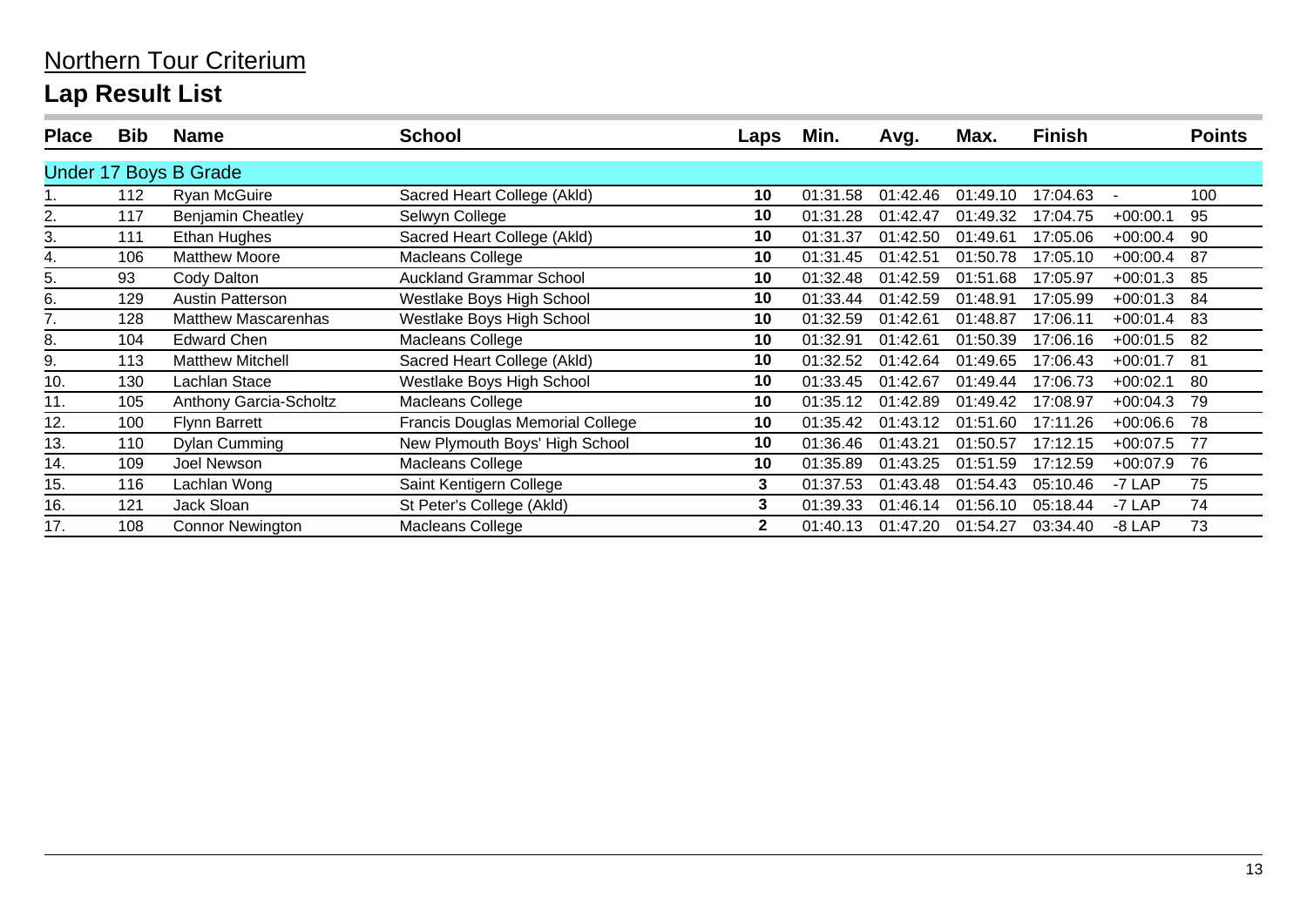# Northern Tour Criterium

## Lap Result List

| Place | Bib | Name | School | Laps | Min. | Avg. | Max. | Finish | | Points |
|---|---|---|---|---|---|---|---|---|---|---|
| Under 17 Boys B Grade | | | | | | | | | | |
| 1. | 112 | Ryan McGuire | Sacred Heart College (Akld) | 10 | 01:31.58 | 01:42.46 | 01:49.10 | 17:04.63 | - | 100 |
| 2. | 117 | Benjamin Cheatley | Selwyn College | 10 | 01:31.28 | 01:42.47 | 01:49.32 | 17:04.75 | +00:00.1 | 95 |
| 3. | 111 | Ethan Hughes | Sacred Heart College (Akld) | 10 | 01:31.37 | 01:42.50 | 01:49.61 | 17:05.06 | +00:00.4 | 90 |
| 4. | 106 | Matthew Moore | Macleans College | 10 | 01:31.45 | 01:42.51 | 01:50.78 | 17:05.10 | +00:00.4 | 87 |
| 5. | 93 | Cody Dalton | Auckland Grammar School | 10 | 01:32.48 | 01:42.59 | 01:51.68 | 17:05.97 | +00:01.3 | 85 |
| 6. | 129 | Austin Patterson | Westlake Boys High School | 10 | 01:33.44 | 01:42.59 | 01:48.91 | 17:05.99 | +00:01.3 | 84 |
| 7. | 128 | Matthew Mascarenhas | Westlake Boys High School | 10 | 01:32.59 | 01:42.61 | 01:48.87 | 17:06.11 | +00:01.4 | 83 |
| 8. | 104 | Edward Chen | Macleans College | 10 | 01:32.91 | 01:42.61 | 01:50.39 | 17:06.16 | +00:01.5 | 82 |
| 9. | 113 | Matthew Mitchell | Sacred Heart College (Akld) | 10 | 01:32.52 | 01:42.64 | 01:49.65 | 17:06.43 | +00:01.7 | 81 |
| 10. | 130 | Lachlan Stace | Westlake Boys High School | 10 | 01:33.45 | 01:42.67 | 01:49.44 | 17:06.73 | +00:02.1 | 80 |
| 11. | 105 | Anthony Garcia-Scholtz | Macleans College | 10 | 01:35.12 | 01:42.89 | 01:49.42 | 17:08.97 | +00:04.3 | 79 |
| 12. | 100 | Flynn Barrett | Francis Douglas Memorial College | 10 | 01:35.42 | 01:43.12 | 01:51.60 | 17:11.26 | +00:06.6 | 78 |
| 13. | 110 | Dylan Cumming | New Plymouth Boys' High School | 10 | 01:36.46 | 01:43.21 | 01:50.57 | 17:12.15 | +00:07.5 | 77 |
| 14. | 109 | Joel Newson | Macleans College | 10 | 01:35.89 | 01:43.25 | 01:51.59 | 17:12.59 | +00:07.9 | 76 |
| 15. | 116 | Lachlan Wong | Saint Kentigern College | 3 | 01:37.53 | 01:43.48 | 01:54.43 | 05:10.46 | -7 LAP | 75 |
| 16. | 121 | Jack Sloan | St Peter's College (Akld) | 3 | 01:39.33 | 01:46.14 | 01:56.10 | 05:18.44 | -7 LAP | 74 |
| 17. | 108 | Connor Newington | Macleans College | 2 | 01:40.13 | 01:47.20 | 01:54.27 | 03:34.40 | -8 LAP | 73 |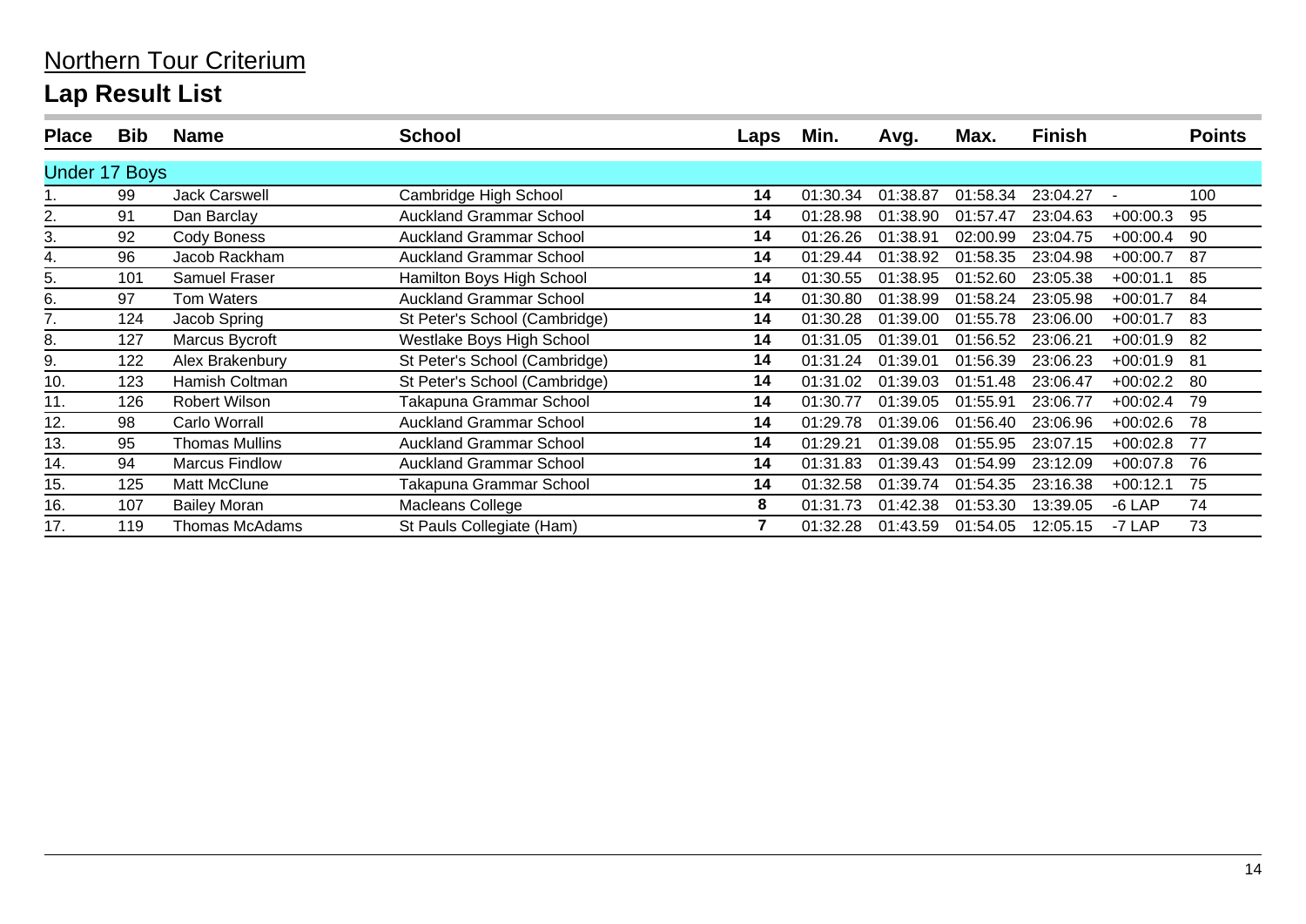# Northern Tour Criterium

## Lap Result List

| Place | Bib | Name | School | Laps | Min. | Avg. | Max. | Finish | | Points |
|---|---|---|---|---|---|---|---|---|---|---|
| **Under 17 Boys** | | | | | | | | | | |
| 1. | 99 | Jack Carswell | Cambridge High School | **14** | 01:30.34 | 01:38.87 | 01:58.34 | 23:04.27 | - | 100 |
| 2. | 91 | Dan Barclay | Auckland Grammar School | **14** | 01:28.98 | 01:38.90 | 01:57.47 | 23:04.63 | +00:00.3 | 95 |
| 3. | 92 | Cody Boness | Auckland Grammar School | **14** | 01:26.26 | 01:38.91 | 02:00.99 | 23:04.75 | +00:00.4 | 90 |
| 4. | 96 | Jacob Rackham | Auckland Grammar School | **14** | 01:29.44 | 01:38.92 | 01:58.35 | 23:04.98 | +00:00.7 | 87 |
| 5. | 101 | Samuel Fraser | Hamilton Boys High School | **14** | 01:30.55 | 01:38.95 | 01:52.60 | 23:05.38 | +00:01.1 | 85 |
| 6. | 97 | Tom Waters | Auckland Grammar School | **14** | 01:30.80 | 01:38.99 | 01:58.24 | 23:05.98 | +00:01.7 | 84 |
| 7. | 124 | Jacob Spring | St Peter's School (Cambridge) | **14** | 01:30.28 | 01:39.00 | 01:55.78 | 23:06.00 | +00:01.7 | 83 |
| 8. | 127 | Marcus Bycroft | Westlake Boys High School | **14** | 01:31.05 | 01:39.01 | 01:56.52 | 23:06.21 | +00:01.9 | 82 |
| 9. | 122 | Alex Brakenbury | St Peter's School (Cambridge) | **14** | 01:31.24 | 01:39.01 | 01:56.39 | 23:06.23 | +00:01.9 | 81 |
| 10. | 123 | Hamish Coltman | St Peter's School (Cambridge) | **14** | 01:31.02 | 01:39.03 | 01:51.48 | 23:06.47 | +00:02.2 | 80 |
| 11. | 126 | Robert Wilson | Takapuna Grammar School | **14** | 01:30.77 | 01:39.05 | 01:55.91 | 23:06.77 | +00:02.4 | 79 |
| 12. | 98 | Carlo Worrall | Auckland Grammar School | **14** | 01:29.78 | 01:39.06 | 01:56.40 | 23:06.96 | +00:02.6 | 78 |
| 13. | 95 | Thomas Mullins | Auckland Grammar School | **14** | 01:29.21 | 01:39.08 | 01:55.95 | 23:07.15 | +00:02.8 | 77 |
| 14. | 94 | Marcus Findlow | Auckland Grammar School | **14** | 01:31.83 | 01:39.43 | 01:54.99 | 23:12.09 | +00:07.8 | 76 |
| 15. | 125 | Matt McClune | Takapuna Grammar School | **14** | 01:32.58 | 01:39.74 | 01:54.35 | 23:16.38 | +00:12.1 | 75 |
| 16. | 107 | Bailey Moran | Macleans College | **8** | 01:31.73 | 01:42.38 | 01:53.30 | 13:39.05 | -6 LAP | 74 |
| 17. | 119 | Thomas McAdams | St Pauls Collegiate (Ham) | **7** | 01:32.28 | 01:43.59 | 01:54.05 | 12:05.15 | -7 LAP | 73 |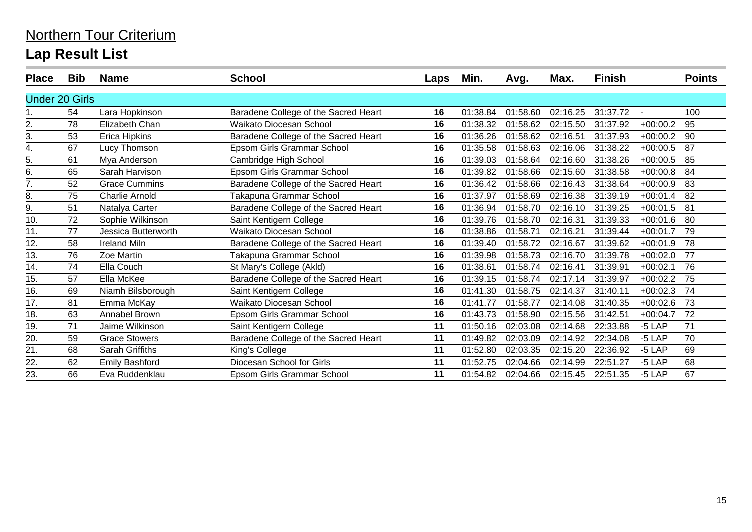# Northern Tour Criterium

## Lap Result List

| Place | Bib | Name | School | Laps | Min. | Avg. | Max. | Finish | | Points |
|---|---|---|---|---|---|---|---|---|---|---|
| **Under 20 Girls** | | | | | | | | | | |
| 1. | 54 | Lara Hopkinson | Baradene College of the Sacred Heart | 16 | 01:38.84 | 01:58.60 | 02:16.25 | 31:37.72 | - | 100 |
| 2. | 78 | Elizabeth Chan | Waikato Diocesan School | 16 | 01:38.32 | 01:58.62 | 02:15.50 | 31:37.92 | +00:00.2 | 95 |
| 3. | 53 | Erica Hipkins | Baradene College of the Sacred Heart | 16 | 01:36.26 | 01:58.62 | 02:16.51 | 31:37.93 | +00:00.2 | 90 |
| 4. | 67 | Lucy Thomson | Epsom Girls Grammar School | 16 | 01:35.58 | 01:58.63 | 02:16.06 | 31:38.22 | +00:00.5 | 87 |
| 5. | 61 | Mya Anderson | Cambridge High School | 16 | 01:39.03 | 01:58.64 | 02:16.60 | 31:38.26 | +00:00.5 | 85 |
| 6. | 65 | Sarah Harvison | Epsom Girls Grammar School | 16 | 01:39.82 | 01:58.66 | 02:15.60 | 31:38.58 | +00:00.8 | 84 |
| 7. | 52 | Grace Cummins | Baradene College of the Sacred Heart | 16 | 01:36.42 | 01:58.66 | 02:16.43 | 31:38.64 | +00:00.9 | 83 |
| 8. | 75 | Charlie Arnold | Takapuna Grammar School | 16 | 01:37.97 | 01:58.69 | 02:16.38 | 31:39.19 | +00:01.4 | 82 |
| 9. | 51 | Natalya Carter | Baradene College of the Sacred Heart | 16 | 01:36.94 | 01:58.70 | 02:16.10 | 31:39.25 | +00:01.5 | 81 |
| 10. | 72 | Sophie Wilkinson | Saint Kentigern College | 16 | 01:39.76 | 01:58.70 | 02:16.31 | 31:39.33 | +00:01.6 | 80 |
| 11. | 77 | Jessica Butterworth | Waikato Diocesan School | 16 | 01:38.86 | 01:58.71 | 02:16.21 | 31:39.44 | +00:01.7 | 79 |
| 12. | 58 | Ireland Miln | Baradene College of the Sacred Heart | 16 | 01:39.40 | 01:58.72 | 02:16.67 | 31:39.62 | +00:01.9 | 78 |
| 13. | 76 | Zoe Martin | Takapuna Grammar School | 16 | 01:39.98 | 01:58.73 | 02:16.70 | 31:39.78 | +00:02.0 | 77 |
| 14. | 74 | Ella Couch | St Mary's College (Akld) | 16 | 01:38.61 | 01:58.74 | 02:16.41 | 31:39.91 | +00:02.1 | 76 |
| 15. | 57 | Ella McKee | Baradene College of the Sacred Heart | 16 | 01:39.15 | 01:58.74 | 02:17.14 | 31:39.97 | +00:02.2 | 75 |
| 16. | 69 | Niamh Bilsborough | Saint Kentigern College | 16 | 01:41.30 | 01:58.75 | 02:14.37 | 31:40.11 | +00:02.3 | 74 |
| 17. | 81 | Emma McKay | Waikato Diocesan School | 16 | 01:41.77 | 01:58.77 | 02:14.08 | 31:40.35 | +00:02.6 | 73 |
| 18. | 63 | Annabel Brown | Epsom Girls Grammar School | 16 | 01:43.73 | 01:58.90 | 02:15.56 | 31:42.51 | +00:04.7 | 72 |
| 19. | 71 | Jaime Wilkinson | Saint Kentigern College | 11 | 01:50.16 | 02:03.08 | 02:14.68 | 22:33.88 | -5 LAP | 71 |
| 20. | 59 | Grace Stowers | Baradene College of the Sacred Heart | 11 | 01:49.82 | 02:03.09 | 02:14.92 | 22:34.08 | -5 LAP | 70 |
| 21. | 68 | Sarah Griffiths | King's College | 11 | 01:52.80 | 02:03.35 | 02:15.20 | 22:36.92 | -5 LAP | 69 |
| 22. | 62 | Emily Bashford | Diocesan School for Girls | 11 | 01:52.75 | 02:04.66 | 02:14.99 | 22:51.27 | -5 LAP | 68 |
| 23. | 66 | Eva Ruddenklau | Epsom Girls Grammar School | 11 | 01:54.82 | 02:04.66 | 02:15.45 | 22:51.35 | -5 LAP | 67 |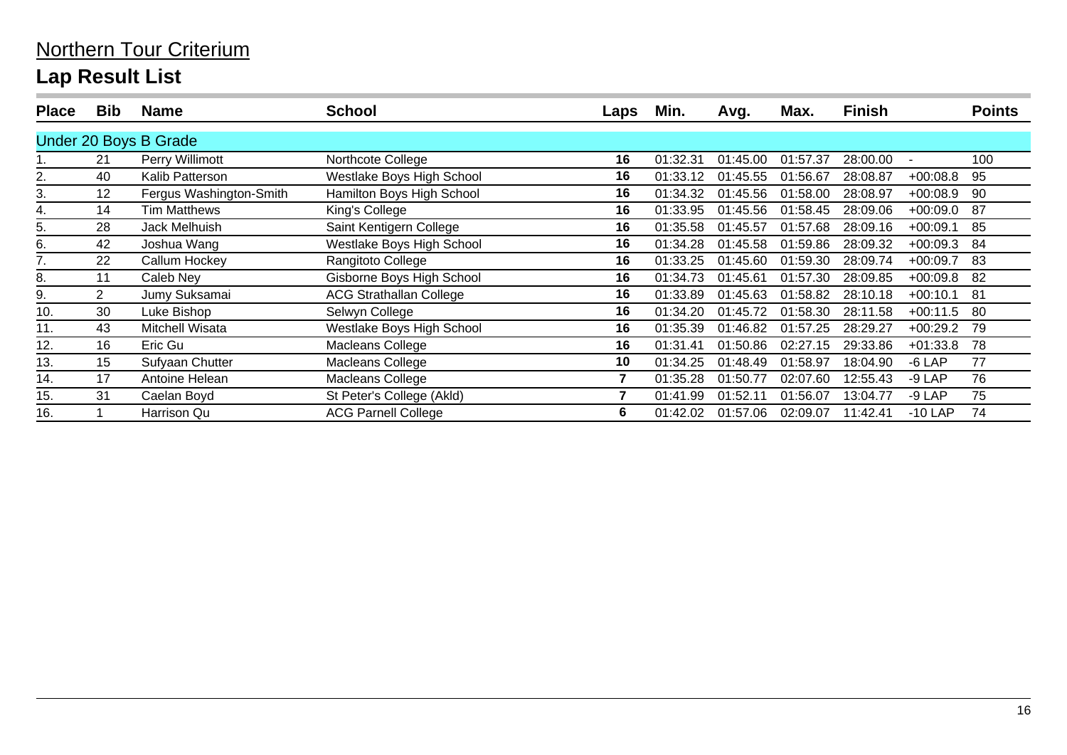# Northern Tour Criterium

## Lap Result List

| Place | Bib | Name | School | Laps | Min. | Avg. | Max. | Finish | | Points |
|---|---|---|---|---|---|---|---|---|---|---|
| **Under 20 Boys B Grade** | | | | | | | | | | |
| 1. | 21 | Perry Willimott | Northcote College | **16** | 01:32.31 | 01:45.00 | 01:57.37 | 28:00.00 | - | 100 |
| 2. | 40 | Kalib Patterson | Westlake Boys High School | **16** | 01:33.12 | 01:45.55 | 01:56.67 | 28:08.87 | +00:08.8 | 95 |
| 3. | 12 | Fergus Washington-Smith | Hamilton Boys High School | **16** | 01:34.32 | 01:45.56 | 01:58.00 | 28:08.97 | +00:08.9 | 90 |
| 4. | 14 | Tim Matthews | King's College | **16** | 01:33.95 | 01:45.56 | 01:58.45 | 28:09.06 | +00:09.0 | 87 |
| 5. | 28 | Jack Melhuish | Saint Kentigern College | **16** | 01:35.58 | 01:45.57 | 01:57.68 | 28:09.16 | +00:09.1 | 85 |
| 6. | 42 | Joshua Wang | Westlake Boys High School | **16** | 01:34.28 | 01:45.58 | 01:59.86 | 28:09.32 | +00:09.3 | 84 |
| 7. | 22 | Callum Hockey | Rangitoto College | **16** | 01:33.25 | 01:45.60 | 01:59.30 | 28:09.74 | +00:09.7 | 83 |
| 8. | 11 | Caleb Ney | Gisborne Boys High School | **16** | 01:34.73 | 01:45.61 | 01:57.30 | 28:09.85 | +00:09.8 | 82 |
| 9. | 2 | Jumy Suksamai | ACG Strathallan College | **16** | 01:33.89 | 01:45.63 | 01:58.82 | 28:10.18 | +00:10.1 | 81 |
| 10. | 30 | Luke Bishop | Selwyn College | **16** | 01:34.20 | 01:45.72 | 01:58.30 | 28:11.58 | +00:11.5 | 80 |
| 11. | 43 | Mitchell Wisata | Westlake Boys High School | **16** | 01:35.39 | 01:46.82 | 01:57.25 | 28:29.27 | +00:29.2 | 79 |
| 12. | 16 | Eric Gu | Macleans College | **16** | 01:31.41 | 01:50.86 | 02:27.15 | 29:33.86 | +01:33.8 | 78 |
| 13. | 15 | Sufyaan Chutter | Macleans College | **10** | 01:34.25 | 01:48.49 | 01:58.97 | 18:04.90 | -6 LAP | 77 |
| 14. | 17 | Antoine Helean | Macleans College | **7** | 01:35.28 | 01:50.77 | 02:07.60 | 12:55.43 | -9 LAP | 76 |
| 15. | 31 | Caelan Boyd | St Peter's College (Akld) | **7** | 01:41.99 | 01:52.11 | 01:56.07 | 13:04.77 | -9 LAP | 75 |
| 16. | 1 | Harrison Qu | ACG Parnell College | **6** | 01:42.02 | 01:57.06 | 02:09.07 | 11:42.41 | -10 LAP | 74 |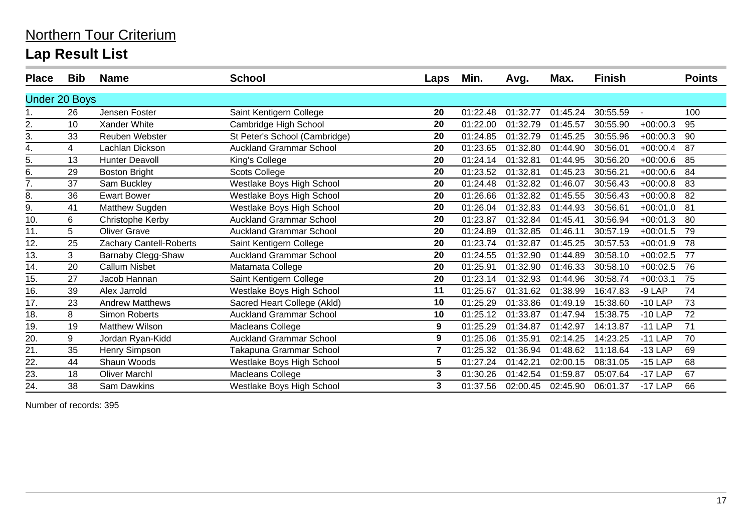# Northern Tour Criterium

## Lap Result List

| Place | Bib | Name | School | Laps | Min. | Avg. | Max. | Finish | | Points |
|---|---|---|---|---|---|---|---|---|---|---|
| **Under 20 Boys** | | | | | | | | | | |
| 1. | 26 | Jensen Foster | Saint Kentigern College | 20 | 01:22.48 | 01:32.77 | 01:45.24 | 30:55.59 | - | 100 |
| 2. | 10 | Xander White | Cambridge High School | 20 | 01:22.00 | 01:32.79 | 01:45.57 | 30:55.90 | +00:00.3 | 95 |
| 3. | 33 | Reuben Webster | St Peter's School (Cambridge) | 20 | 01:24.85 | 01:32.79 | 01:45.25 | 30:55.96 | +00:00.3 | 90 |
| 4. | 4 | Lachlan Dickson | Auckland Grammar School | 20 | 01:23.65 | 01:32.80 | 01:44.90 | 30:56.01 | +00:00.4 | 87 |
| 5. | 13 | Hunter Deavoll | King's College | 20 | 01:24.14 | 01:32.81 | 01:44.95 | 30:56.20 | +00:00.6 | 85 |
| 6. | 29 | Boston Bright | Scots College | 20 | 01:23.52 | 01:32.81 | 01:45.23 | 30:56.21 | +00:00.6 | 84 |
| 7. | 37 | Sam Buckley | Westlake Boys High School | 20 | 01:24.48 | 01:32.82 | 01:46.07 | 30:56.43 | +00:00.8 | 83 |
| 8. | 36 | Ewart Bower | Westlake Boys High School | 20 | 01:26.66 | 01:32.82 | 01:45.55 | 30:56.43 | +00:00.8 | 82 |
| 9. | 41 | Matthew Sugden | Westlake Boys High School | 20 | 01:26.04 | 01:32.83 | 01:44.93 | 30:56.61 | +00:01.0 | 81 |
| 10. | 6 | Christophe Kerby | Auckland Grammar School | 20 | 01:23.87 | 01:32.84 | 01:45.41 | 30:56.94 | +00:01.3 | 80 |
| 11. | 5 | Oliver Grave | Auckland Grammar School | 20 | 01:24.89 | 01:32.85 | 01:46.11 | 30:57.19 | +00:01.5 | 79 |
| 12. | 25 | Zachary Cantell-Roberts | Saint Kentigern College | 20 | 01:23.74 | 01:32.87 | 01:45.25 | 30:57.53 | +00:01.9 | 78 |
| 13. | 3 | Barnaby Clegg-Shaw | Auckland Grammar School | 20 | 01:24.55 | 01:32.90 | 01:44.89 | 30:58.10 | +00:02.5 | 77 |
| 14. | 20 | Callum Nisbet | Matamata College | 20 | 01:25.91 | 01:32.90 | 01:46.33 | 30:58.10 | +00:02.5 | 76 |
| 15. | 27 | Jacob Hannan | Saint Kentigern College | 20 | 01:23.14 | 01:32.93 | 01:44.96 | 30:58.74 | +00:03.1 | 75 |
| 16. | 39 | Alex Jarrold | Westlake Boys High School | 11 | 01:25.67 | 01:31.62 | 01:38.99 | 16:47.83 | -9 LAP | 74 |
| 17. | 23 | Andrew Matthews | Sacred Heart College (Akld) | 10 | 01:25.29 | 01:33.86 | 01:49.19 | 15:38.60 | -10 LAP | 73 |
| 18. | 8 | Simon Roberts | Auckland Grammar School | 10 | 01:25.12 | 01:33.87 | 01:47.94 | 15:38.75 | -10 LAP | 72 |
| 19. | 19 | Matthew Wilson | Macleans College | 9 | 01:25.29 | 01:34.87 | 01:42.97 | 14:13.87 | -11 LAP | 71 |
| 20. | 9 | Jordan Ryan-Kidd | Auckland Grammar School | 9 | 01:25.06 | 01:35.91 | 02:14.25 | 14:23.25 | -11 LAP | 70 |
| 21. | 35 | Henry Simpson | Takapuna Grammar School | 7 | 01:25.32 | 01:36.94 | 01:48.62 | 11:18.64 | -13 LAP | 69 |
| 22. | 44 | Shaun Woods | Westlake Boys High School | 5 | 01:27.24 | 01:42.21 | 02:00.15 | 08:31.05 | -15 LAP | 68 |
| 23. | 18 | Oliver Marchl | Macleans College | 3 | 01:30.26 | 01:42.54 | 01:59.87 | 05:07.64 | -17 LAP | 67 |
| 24. | 38 | Sam Dawkins | Westlake Boys High School | 3 | 01:37.56 | 02:00.45 | 02:45.90 | 06:01.37 | -17 LAP | 66 |

Number of records: 395